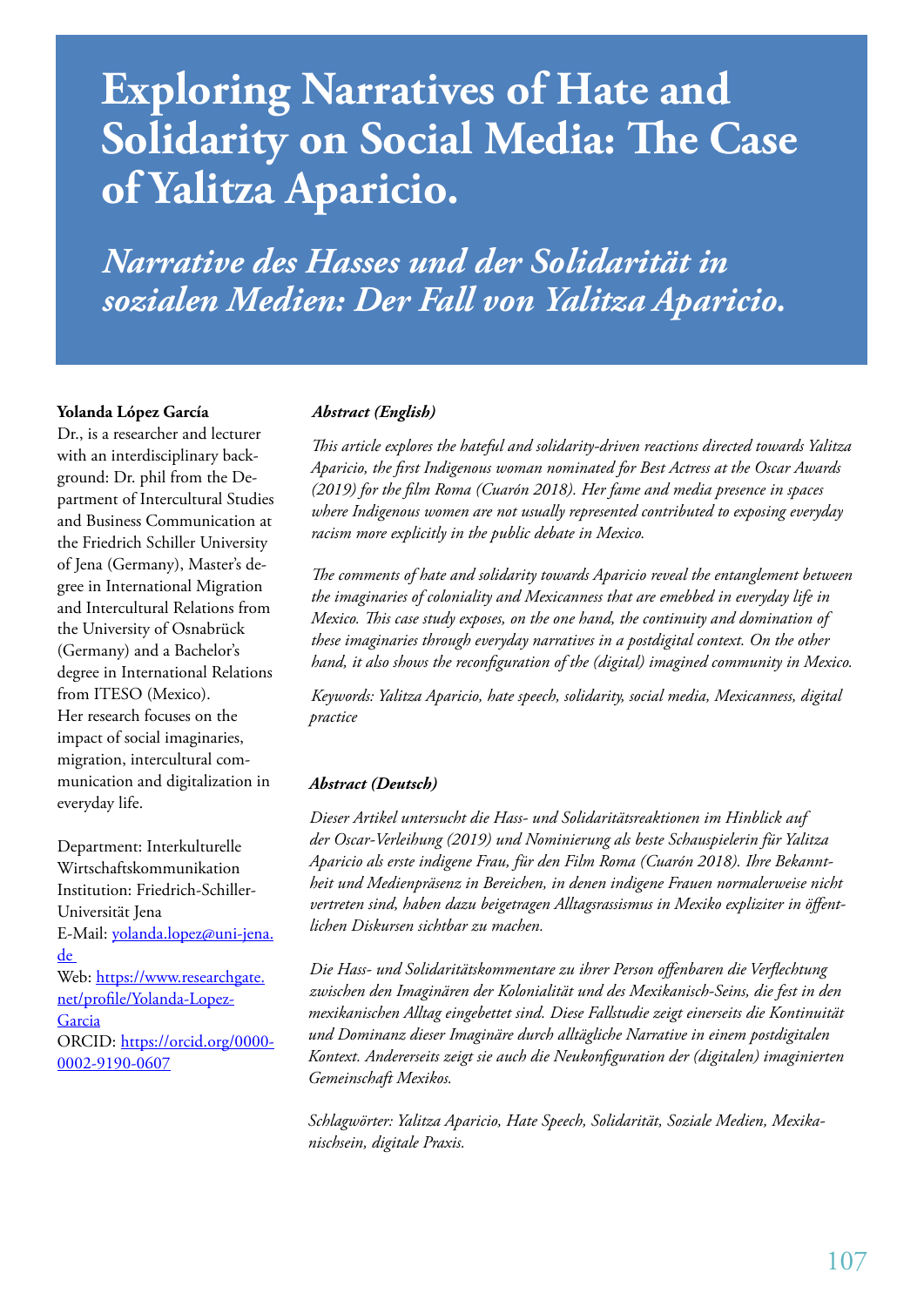# Exploring Narratives of Hate and Solidarity on Social Media: The Case of Yalitza Aparicio.

## *Narrative des Hasses und der Solidarität in sozialen Medien: Der Fall von Yalitza Aparicio.*

**Yolanda López García**
Dr., is a researcher and lecturer with an interdisciplinary background: Dr. phil from the Department of Intercultural Studies and Business Communication at the Friedrich Schiller University of Jena (Germany), Master's degree in International Migration and Intercultural Relations from the University of Osnabrück (Germany) and a Bachelor's degree in International Relations from ITESO (Mexico).
Her research focuses on the impact of social imaginaries, migration, intercultural communication and digitalization in everyday life.

Department: Interkulturelle Wirtschaftskommunikation
Institution: Friedrich-Schiller-Universität Jena
E-Mail: yolanda.lopez@uni-jena.de
Web: https://www.researchgate.net/profile/Yolanda-Lopez-Garcia
ORCID: https://orcid.org/0000-0002-9190-0607

***Abstract (English)***

*This article explores the hateful and solidarity-driven reactions directed towards Yalitza Aparicio, the first Indigenous woman nominated for Best Actress at the Oscar Awards (2019) for the film Roma (Cuarón 2018). Her fame and media presence in spaces where Indigenous women are not usually represented contributed to exposing everyday racism more explicitly in the public debate in Mexico.*

*The comments of hate and solidarity towards Aparicio reveal the entanglement between the imaginaries of coloniality and Mexicanness that are emebbed in everyday life in Mexico. This case study exposes, on the one hand, the continuity and domination of these imaginaries through everyday narratives in a postdigital context. On the other hand, it also shows the reconfiguration of the (digital) imagined community in Mexico.*

*Keywords: Yalitza Aparicio, hate speech, solidarity, social media, Mexicanness, digital practice*

***Abstract (Deutsch)***

*Dieser Artikel untersucht die Hass- und Solidaritätsreaktionen im Hinblick auf der Oscar-Verleihung (2019) und Nominierung als beste Schauspielerin für Yalitza Aparicio als erste indigene Frau, für den Film Roma (Cuarón 2018). Ihre Bekanntheit und Medienpräsenz in Bereichen, in denen indigene Frauen normalerweise nicht vertreten sind, haben dazu beigetragen Alltagsrassismus in Mexiko expliziter in öffentlichen Diskursen sichtbar zu machen.*

*Die Hass- und Solidaritätskommentare zu ihrer Person offenbaren die Verflechtung zwischen den Imaginären der Kolonialität und des Mexikanisch-Seins, die fest in den mexikanischen Alltag eingebettet sind. Diese Fallstudie zeigt einerseits die Kontinuität und Dominanz dieser Imaginäre durch alltägliche Narrative in einem postdigitalen Kontext. Andererseits zeigt sie auch die Neukonfiguration der (digitalen) imaginierten Gemeinschaft Mexikos.*

*Schlagwörter: Yalitza Aparicio, Hate Speech, Solidarität, Soziale Medien, Mexikanischsein, digitale Praxis.*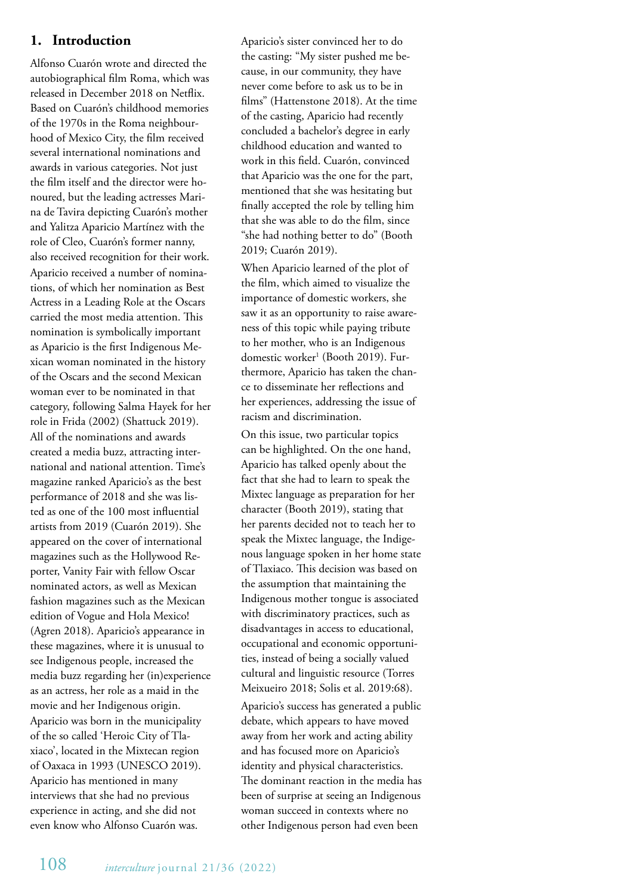## 1. Introduction

Alfonso Cuarón wrote and directed the autobiographical film Roma, which was released in December 2018 on Netflix. Based on Cuarón's childhood memories of the 1970s in the Roma neighbourhood of Mexico City, the film received several international nominations and awards in various categories. Not just the film itself and the director were honoured, but the leading actresses Marina de Tavira depicting Cuarón's mother and Yalitza Aparicio Martínez with the role of Cleo, Cuarón's former nanny, also received recognition for their work. Aparicio received a number of nominations, of which her nomination as Best Actress in a Leading Role at the Oscars carried the most media attention. This nomination is symbolically important as Aparicio is the first Indigenous Mexican woman nominated in the history of the Oscars and the second Mexican woman ever to be nominated in that category, following Salma Hayek for her role in Frida (2002) (Shattuck 2019). All of the nominations and awards created a media buzz, attracting international and national attention. Time's magazine ranked Aparicio's as the best performance of 2018 and she was listed as one of the 100 most influential artists from 2019 (Cuarón 2019). She appeared on the cover of international magazines such as the Hollywood Reporter, Vanity Fair with fellow Oscar nominated actors, as well as Mexican fashion magazines such as the Mexican edition of Vogue and Hola Mexico! (Agren 2018). Aparicio's appearance in these magazines, where it is unusual to see Indigenous people, increased the media buzz regarding her (in)experience as an actress, her role as a maid in the movie and her Indigenous origin.

Aparicio was born in the municipality of the so called 'Heroic City of Tlaxiaco', located in the Mixtecan region of Oaxaca in 1993 (UNESCO 2019). Aparicio has mentioned in many interviews that she had no previous experience in acting, and she did not even know who Alfonso Cuarón was. Aparicio's sister convinced her to do the casting: "My sister pushed me because, in our community, they have never come before to ask us to be in films" (Hattenstone 2018). At the time of the casting, Aparicio had recently concluded a bachelor's degree in early childhood education and wanted to work in this field. Cuarón, convinced that Aparicio was the one for the part, mentioned that she was hesitating but finally accepted the role by telling him that she was able to do the film, since "she had nothing better to do" (Booth 2019; Cuarón 2019).

When Aparicio learned of the plot of the film, which aimed to visualize the importance of domestic workers, she saw it as an opportunity to raise awareness of this topic while paying tribute to her mother, who is an Indigenous domestic worker[1] (Booth 2019). Furthermore, Aparicio has taken the chance to disseminate her reflections and her experiences, addressing the issue of racism and discrimination.

On this issue, two particular topics can be highlighted. On the one hand, Aparicio has talked openly about the fact that she had to learn to speak the Mixtec language as preparation for her character (Booth 2019), stating that her parents decided not to teach her to speak the Mixtec language, the Indigenous language spoken in her home state of Tlaxiaco. This decision was based on the assumption that maintaining the Indigenous mother tongue is associated with discriminatory practices, such as disadvantages in access to educational, occupational and economic opportunities, instead of being a socially valued cultural and linguistic resource (Torres Meixueiro 2018; Solis et al. 2019:68).

Aparicio's success has generated a public debate, which appears to have moved away from her work and acting ability and has focused more on Aparicio's identity and physical characteristics. The dominant reaction in the media has been of surprise at seeing an Indigenous woman succeed in contexts where no other Indigenous person had even been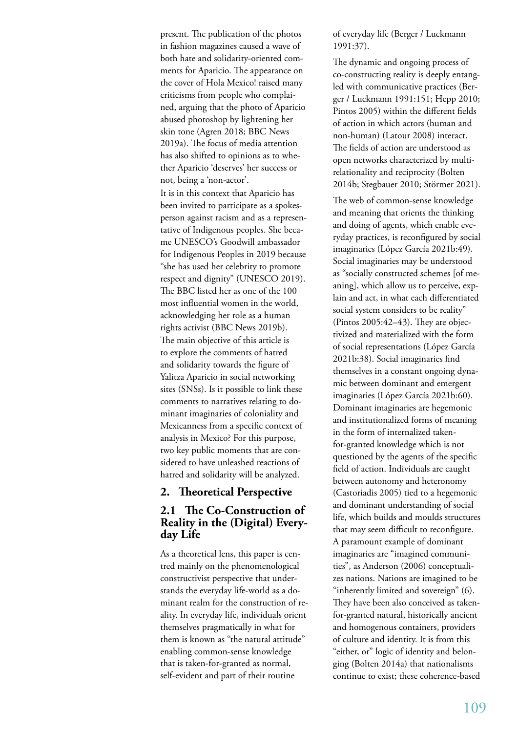present. The publication of the photos in fashion magazines caused a wave of both hate and solidarity-oriented comments for Aparicio. The appearance on the cover of Hola Mexico! raised many criticisms from people who complained, arguing that the photo of Aparicio abused photoshop by lightening her skin tone (Agren 2018; BBC News 2019a). The focus of media attention has also shifted to opinions as to whether Aparicio 'deserves' her success or not, being a 'non-actor'.

It is in this context that Aparicio has been invited to participate as a spokesperson against racism and as a representative of Indigenous peoples. She became UNESCO's Goodwill ambassador for Indigenous Peoples in 2019 because "she has used her celebrity to promote respect and dignity" (UNESCO 2019). The BBC listed her as one of the 100 most influential women in the world, acknowledging her role as a human rights activist (BBC News 2019b). The main objective of this article is to explore the comments of hatred and solidarity towards the figure of Yalitza Aparicio in social networking sites (SNSs). Is it possible to link these comments to narratives relating to dominant imaginaries of coloniality and Mexicanness from a specific context of analysis in Mexico? For this purpose, two key public moments that are considered to have unleashed reactions of hatred and solidarity will be analyzed.

## 2. Theoretical Perspective

### 2.1 The Co-Construction of Reality in the (Digital) Everyday Life

As a theoretical lens, this paper is centred mainly on the phenomenological constructivist perspective that understands the everyday life-world as a dominant realm for the construction of reality. In everyday life, individuals orient themselves pragmatically in what for them is known as "the natural attitude" enabling common-sense knowledge that is taken-for-granted as normal, self-evident and part of their routine of everyday life (Berger / Luckmann 1991:37).

The dynamic and ongoing process of co-constructing reality is deeply entangled with communicative practices (Berger / Luckmann 1991:151; Hepp 2010; Pintos 2005) within the different fields of action in which actors (human and non-human) (Latour 2008) interact. The fields of action are understood as open networks characterized by multirelationality and reciprocity (Bolten 2014b; Stegbauer 2010; Störmer 2021).

The web of common-sense knowledge and meaning that orients the thinking and doing of agents, which enable everyday practices, is reconfigured by social imaginaries (López García 2021b:49). Social imaginaries may be understood as "socially constructed schemes [of meaning], which allow us to perceive, explain and act, in what each differentiated social system considers to be reality" (Pintos 2005:42–43). They are objectivized and materialized with the form of social representations (López García 2021b:38). Social imaginaries find themselves in a constant ongoing dynamic between dominant and emergent imaginaries (López García 2021b:60). Dominant imaginaries are hegemonic and institutionalized forms of meaning in the form of internalized taken-for-granted knowledge which is not questioned by the agents of the specific field of action. Individuals are caught between autonomy and heteronomy (Castoriadis 2005) tied to a hegemonic and dominant understanding of social life, which builds and moulds structures that may seem difficult to reconfigure. A paramount example of dominant imaginaries are "imagined communities", as Anderson (2006) conceptualizes nations. Nations are imagined to be "inherently limited and sovereign" (6). They have been also conceived as taken-for-granted natural, historically ancient and homogenous containers, providers of culture and identity. It is from this "either, or" logic of identity and belonging (Bolten 2014a) that nationalisms continue to exist; these coherence-based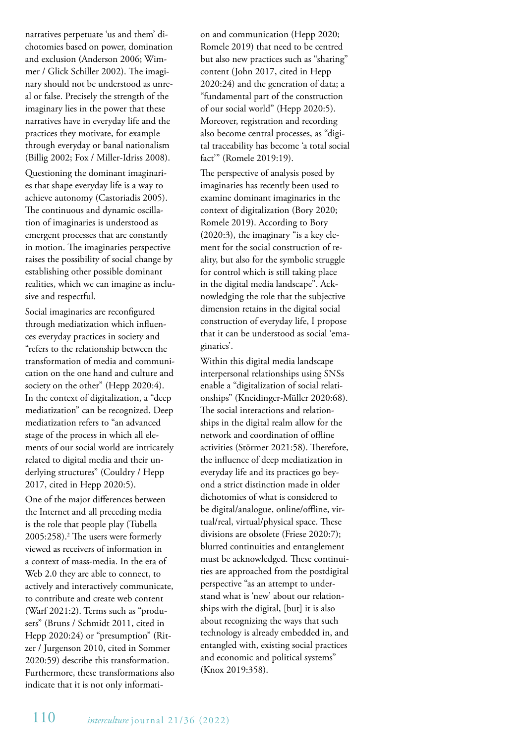narratives perpetuate 'us and them' dichotomies based on power, domination and exclusion (Anderson 2006; Wimmer / Glick Schiller 2002). The imaginary should not be understood as unreal or false. Precisely the strength of the imaginary lies in the power that these narratives have in everyday life and the practices they motivate, for example through everyday or banal nationalism (Billig 2002; Fox / Miller-Idriss 2008).

Questioning the dominant imaginaries that shape everyday life is a way to achieve autonomy (Castoriadis 2005). The continuous and dynamic oscillation of imaginaries is understood as emergent processes that are constantly in motion. The imaginaries perspective raises the possibility of social change by establishing other possible dominant realities, which we can imagine as inclusive and respectful.

Social imaginaries are reconfigured through mediatization which influences everyday practices in society and "refers to the relationship between the transformation of media and communication on the one hand and culture and society on the other" (Hepp 2020:4). In the context of digitalization, a "deep mediatization" can be recognized. Deep mediatization refers to "an advanced stage of the process in which all elements of our social world are intricately related to digital media and their underlying structures" (Couldry / Hepp 2017, cited in Hepp 2020:5).

One of the major differences between the Internet and all preceding media is the role that people play (Tubella 2005:258).[2] The users were formerly viewed as receivers of information in a context of mass-media. In the era of Web 2.0 they are able to connect, to actively and interactively communicate, to contribute and create web content (Warf 2021:2). Terms such as "produsers" (Bruns / Schmidt 2011, cited in Hepp 2020:24) or "presumption" (Ritzer / Jurgenson 2010, cited in Sommer 2020:59) describe this transformation. Furthermore, these transformations also indicate that it is not only information and communication (Hepp 2020; Romele 2019) that need to be centred but also new practices such as "sharing" content (John 2017, cited in Hepp 2020:24) and the generation of data; a "fundamental part of the construction of our social world" (Hepp 2020:5). Moreover, registration and recording also become central processes, as "digital traceability has become 'a total social fact'" (Romele 2019:19).

The perspective of analysis posed by imaginaries has recently been used to examine dominant imaginaries in the context of digitalization (Bory 2020; Romele 2019). According to Bory (2020:3), the imaginary "is a key element for the social construction of reality, but also for the symbolic struggle for control which is still taking place in the digital media landscape". Acknowledging the role that the subjective dimension retains in the digital social construction of everyday life, I propose that it can be understood as social 'emaginaries'.

Within this digital media landscape interpersonal relationships using SNSs enable a "digitalization of social relationships" (Kneidinger-Müller 2020:68). The social interactions and relationships in the digital realm allow for the network and coordination of offline activities (Störmer 2021:58). Therefore, the influence of deep mediatization in everyday life and its practices go beyond a strict distinction made in older dichotomies of what is considered to be digital/analogue, online/offline, virtual/real, virtual/physical space. These divisions are obsolete (Friese 2020:7); blurred continuities and entanglement must be acknowledged. These continuities are approached from the postdigital perspective "as an attempt to understand what is 'new' about our relationships with the digital, [but] it is also about recognizing the ways that such technology is already embedded in, and entangled with, existing social practices and economic and political systems" (Knox 2019:358).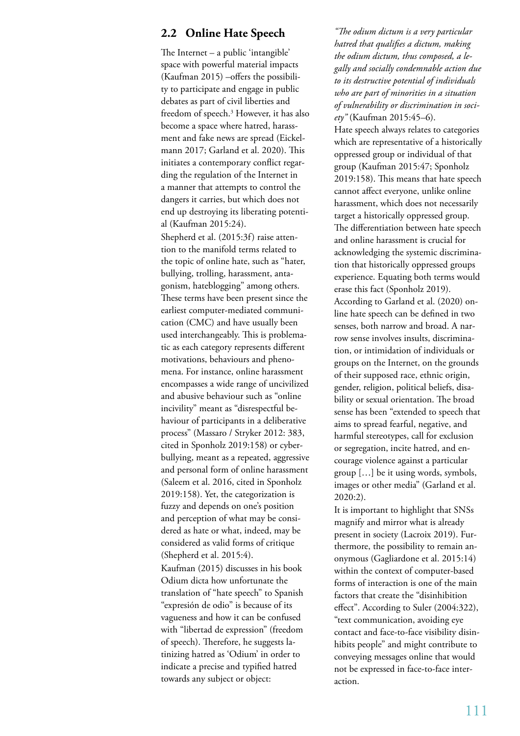## 2.2 Online Hate Speech

The Internet – a public 'intangible' space with powerful material impacts (Kaufman 2015) –offers the possibility to participate and engage in public debates as part of civil liberties and freedom of speech.[3] However, it has also become a space where hatred, harassment and fake news are spread (Eickelmann 2017; Garland et al. 2020). This initiates a contemporary conflict regarding the regulation of the Internet in a manner that attempts to control the dangers it carries, but which does not end up destroying its liberating potential (Kaufman 2015:24).

Shepherd et al. (2015:3f) raise attention to the manifold terms related to the topic of online hate, such as "hater, bullying, trolling, harassment, antagonism, hateblogging" among others. These terms have been present since the earliest computer-mediated communication (CMC) and have usually been used interchangeably. This is problematic as each category represents different motivations, behaviours and phenomena. For instance, online harassment encompasses a wide range of uncivilized and abusive behaviour such as "online incivility" meant as "disrespectful behaviour of participants in a deliberative process" (Massaro / Stryker 2012: 383, cited in Sponholz 2019:158) or cyberbullying, meant as a repeated, aggressive and personal form of online harassment (Saleem et al. 2016, cited in Sponholz 2019:158). Yet, the categorization is fuzzy and depends on one's position and perception of what may be considered as hate or what, indeed, may be considered as valid forms of critique (Shepherd et al. 2015:4).

Kaufman (2015) discusses in his book Odium dicta how unfortunate the translation of "hate speech" to Spanish "expresión de odio" is because of its vagueness and how it can be confused with "libertad de expression" (freedom of speech). Therefore, he suggests latinizing hatred as 'Odium' in order to indicate a precise and typified hatred towards any subject or object:

*"The odium dictum is a very particular hatred that qualifies a dictum, making the odium dictum, thus composed, a legally and socially condemnable action due to its destructive potential of individuals who are part of minorities in a situation of vulnerability or discrimination in society"* (Kaufman 2015:45–6).

Hate speech always relates to categories which are representative of a historically oppressed group or individual of that group (Kaufman 2015:47; Sponholz 2019:158). This means that hate speech cannot affect everyone, unlike online harassment, which does not necessarily target a historically oppressed group. The differentiation between hate speech and online harassment is crucial for acknowledging the systemic discrimination that historically oppressed groups experience. Equating both terms would erase this fact (Sponholz 2019).

According to Garland et al. (2020) online hate speech can be defined in two senses, both narrow and broad. A narrow sense involves insults, discrimination, or intimidation of individuals or groups on the Internet, on the grounds of their supposed race, ethnic origin, gender, religion, political beliefs, disability or sexual orientation. The broad sense has been "extended to speech that aims to spread fearful, negative, and harmful stereotypes, call for exclusion or segregation, incite hatred, and encourage violence against a particular group […] be it using words, symbols, images or other media" (Garland et al. 2020:2).

It is important to highlight that SNSs magnify and mirror what is already present in society (Lacroix 2019). Furthermore, the possibility to remain anonymous (Gagliardone et al. 2015:14) within the context of computer-based forms of interaction is one of the main factors that create the "disinhibition effect". According to Suler (2004:322), "text communication, avoiding eye contact and face-to-face visibility disinhibits people" and might contribute to conveying messages online that would not be expressed in face-to-face interaction.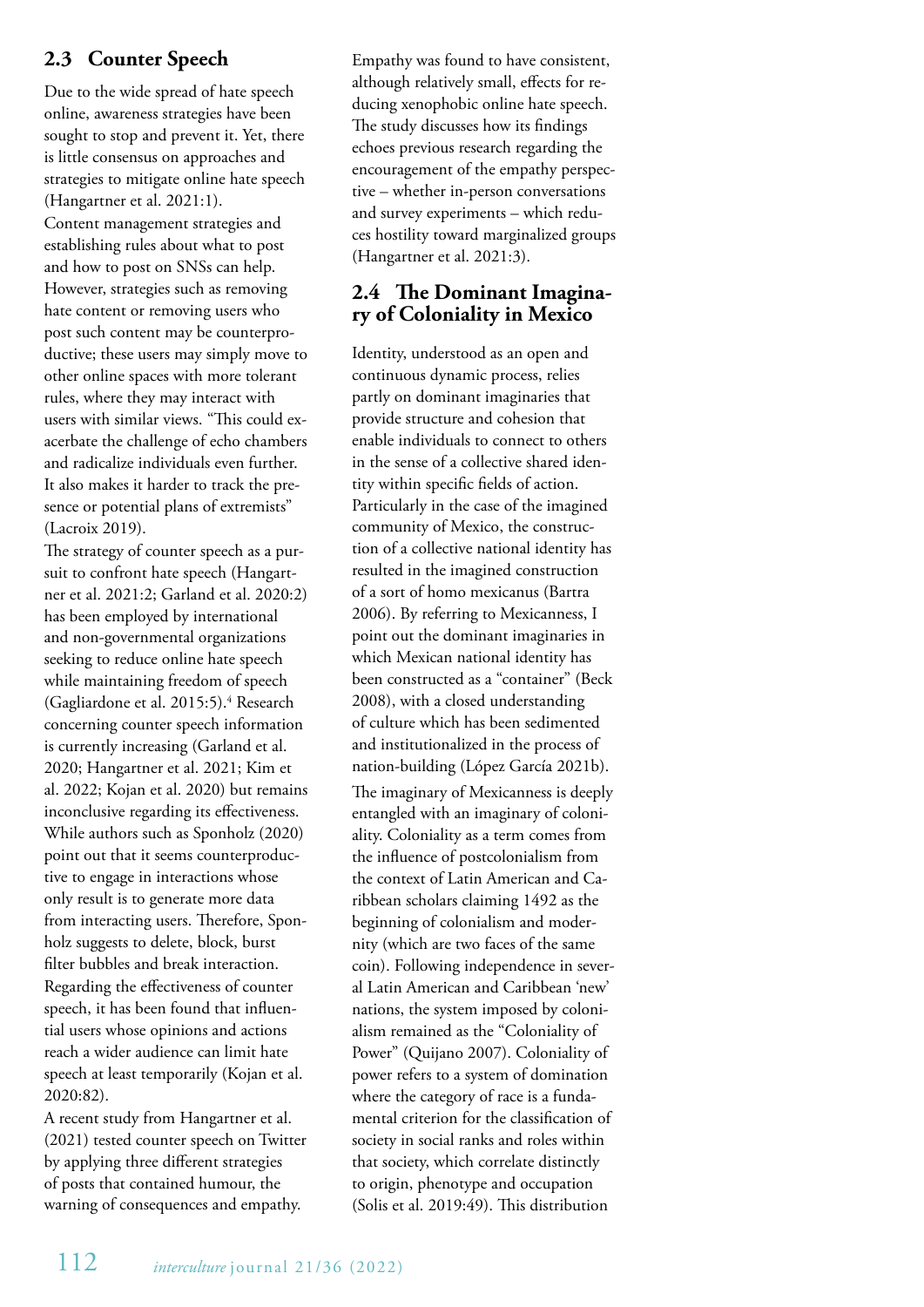## 2.3 Counter Speech

Due to the wide spread of hate speech online, awareness strategies have been sought to stop and prevent it. Yet, there is little consensus on approaches and strategies to mitigate online hate speech (Hangartner et al. 2021:1).

Content management strategies and establishing rules about what to post and how to post on SNSs can help. However, strategies such as removing hate content or removing users who post such content may be counterproductive; these users may simply move to other online spaces with more tolerant rules, where they may interact with users with similar views. "This could exacerbate the challenge of echo chambers and radicalize individuals even further. It also makes it harder to track the presence or potential plans of extremists" (Lacroix 2019).

The strategy of counter speech as a pursuit to confront hate speech (Hangartner et al. 2021:2; Garland et al. 2020:2) has been employed by international and non-governmental organizations seeking to reduce online hate speech while maintaining freedom of speech (Gagliardone et al. 2015:5).[4] Research concerning counter speech information is currently increasing (Garland et al. 2020; Hangartner et al. 2021; Kim et al. 2022; Kojan et al. 2020) but remains inconclusive regarding its effectiveness. While authors such as Sponholz (2020) point out that it seems counterproductive to engage in interactions whose only result is to generate more data from interacting users. Therefore, Sponholz suggests to delete, block, burst filter bubbles and break interaction. Regarding the effectiveness of counter speech, it has been found that influential users whose opinions and actions reach a wider audience can limit hate speech at least temporarily (Kojan et al. 2020:82).

A recent study from Hangartner et al. (2021) tested counter speech on Twitter by applying three different strategies of posts that contained humour, the warning of consequences and empathy. Empathy was found to have consistent, although relatively small, effects for reducing xenophobic online hate speech. The study discusses how its findings echoes previous research regarding the encouragement of the empathy perspective – whether in-person conversations and survey experiments – which reduces hostility toward marginalized groups (Hangartner et al. 2021:3).

## 2.4 The Dominant Imaginary of Coloniality in Mexico

Identity, understood as an open and continuous dynamic process, relies partly on dominant imaginaries that provide structure and cohesion that enable individuals to connect to others in the sense of a collective shared identity within specific fields of action. Particularly in the case of the imagined community of Mexico, the construction of a collective national identity has resulted in the imagined construction of a sort of homo mexicanus (Bartra 2006). By referring to Mexicanness, I point out the dominant imaginaries in which Mexican national identity has been constructed as a "container" (Beck 2008), with a closed understanding of culture which has been sedimented and institutionalized in the process of nation-building (López García 2021b).

The imaginary of Mexicanness is deeply entangled with an imaginary of coloniality. Coloniality as a term comes from the influence of postcolonialism from the context of Latin American and Caribbean scholars claiming 1492 as the beginning of colonialism and modernity (which are two faces of the same coin). Following independence in several Latin American and Caribbean 'new' nations, the system imposed by colonialism remained as the "Coloniality of Power" (Quijano 2007). Coloniality of power refers to a system of domination where the category of race is a fundamental criterion for the classification of society in social ranks and roles within that society, which correlate distinctly to origin, phenotype and occupation (Solis et al. 2019:49). This distribution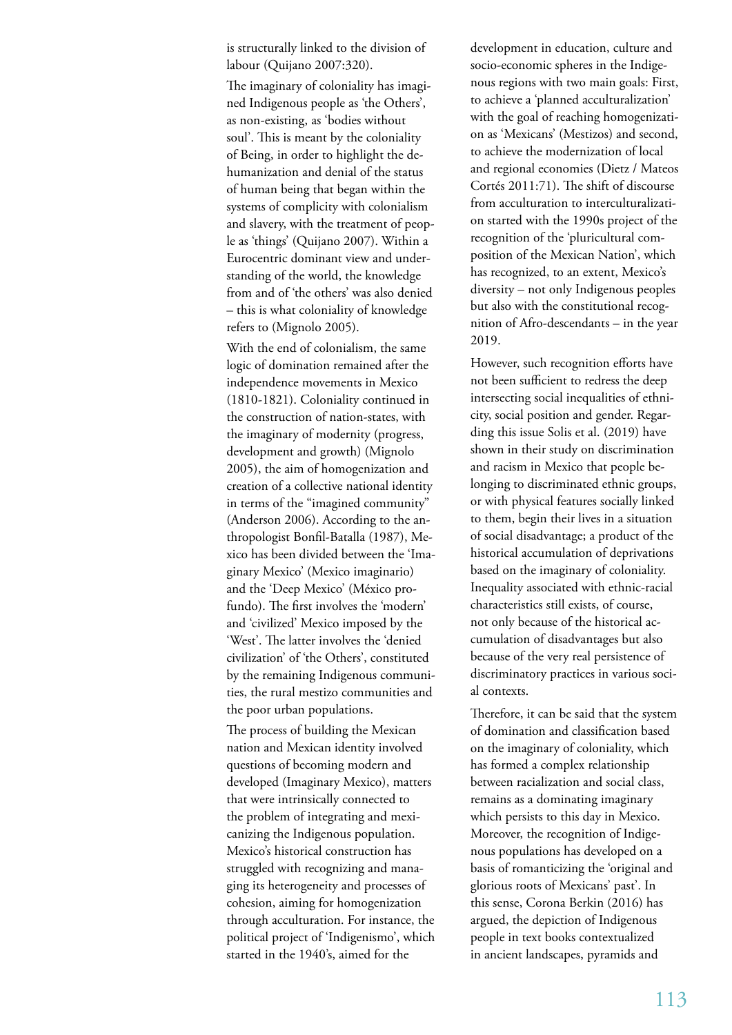is structurally linked to the division of labour (Quijano 2007:320).

The imaginary of coloniality has imagined Indigenous people as 'the Others', as non-existing, as 'bodies without soul'. This is meant by the coloniality of Being, in order to highlight the dehumanization and denial of the status of human being that began within the systems of complicity with colonialism and slavery, with the treatment of people as 'things' (Quijano 2007). Within a Eurocentric dominant view and understanding of the world, the knowledge from and of 'the others' was also denied – this is what coloniality of knowledge refers to (Mignolo 2005).

With the end of colonialism, the same logic of domination remained after the independence movements in Mexico (1810-1821). Coloniality continued in the construction of nation-states, with the imaginary of modernity (progress, development and growth) (Mignolo 2005), the aim of homogenization and creation of a collective national identity in terms of the "imagined community" (Anderson 2006). According to the anthropologist Bonfil-Batalla (1987), Mexico has been divided between the 'Imaginary Mexico' (Mexico imaginario) and the 'Deep Mexico' (México profundo). The first involves the 'modern' and 'civilized' Mexico imposed by the 'West'. The latter involves the 'denied civilization' of 'the Others', constituted by the remaining Indigenous communities, the rural mestizo communities and the poor urban populations.

The process of building the Mexican nation and Mexican identity involved questions of becoming modern and developed (Imaginary Mexico), matters that were intrinsically connected to the problem of integrating and mexicanizing the Indigenous population. Mexico's historical construction has struggled with recognizing and managing its heterogeneity and processes of cohesion, aiming for homogenization through acculturation. For instance, the political project of 'Indigenismo', which started in the 1940's, aimed for the development in education, culture and socio-economic spheres in the Indigenous regions with two main goals: First, to achieve a 'planned acculturalization' with the goal of reaching homogenization as 'Mexicans' (Mestizos) and second, to achieve the modernization of local and regional economies (Dietz / Mateos Cortés 2011:71). The shift of discourse from acculturation to interculturalization started with the 1990s project of the recognition of the 'pluricultural composition of the Mexican Nation', which has recognized, to an extent, Mexico's diversity – not only Indigenous peoples but also with the constitutional recognition of Afro-descendants – in the year 2019.

However, such recognition efforts have not been sufficient to redress the deep intersecting social inequalities of ethnicity, social position and gender. Regarding this issue Solis et al. (2019) have shown in their study on discrimination and racism in Mexico that people belonging to discriminated ethnic groups, or with physical features socially linked to them, begin their lives in a situation of social disadvantage; a product of the historical accumulation of deprivations based on the imaginary of coloniality. Inequality associated with ethnic-racial characteristics still exists, of course, not only because of the historical accumulation of disadvantages but also because of the very real persistence of discriminatory practices in various social contexts.

Therefore, it can be said that the system of domination and classification based on the imaginary of coloniality, which has formed a complex relationship between racialization and social class, remains as a dominating imaginary which persists to this day in Mexico. Moreover, the recognition of Indigenous populations has developed on a basis of romanticizing the 'original and glorious roots of Mexicans' past'. In this sense, Corona Berkin (2016) has argued, the depiction of Indigenous people in text books contextualized in ancient landscapes, pyramids and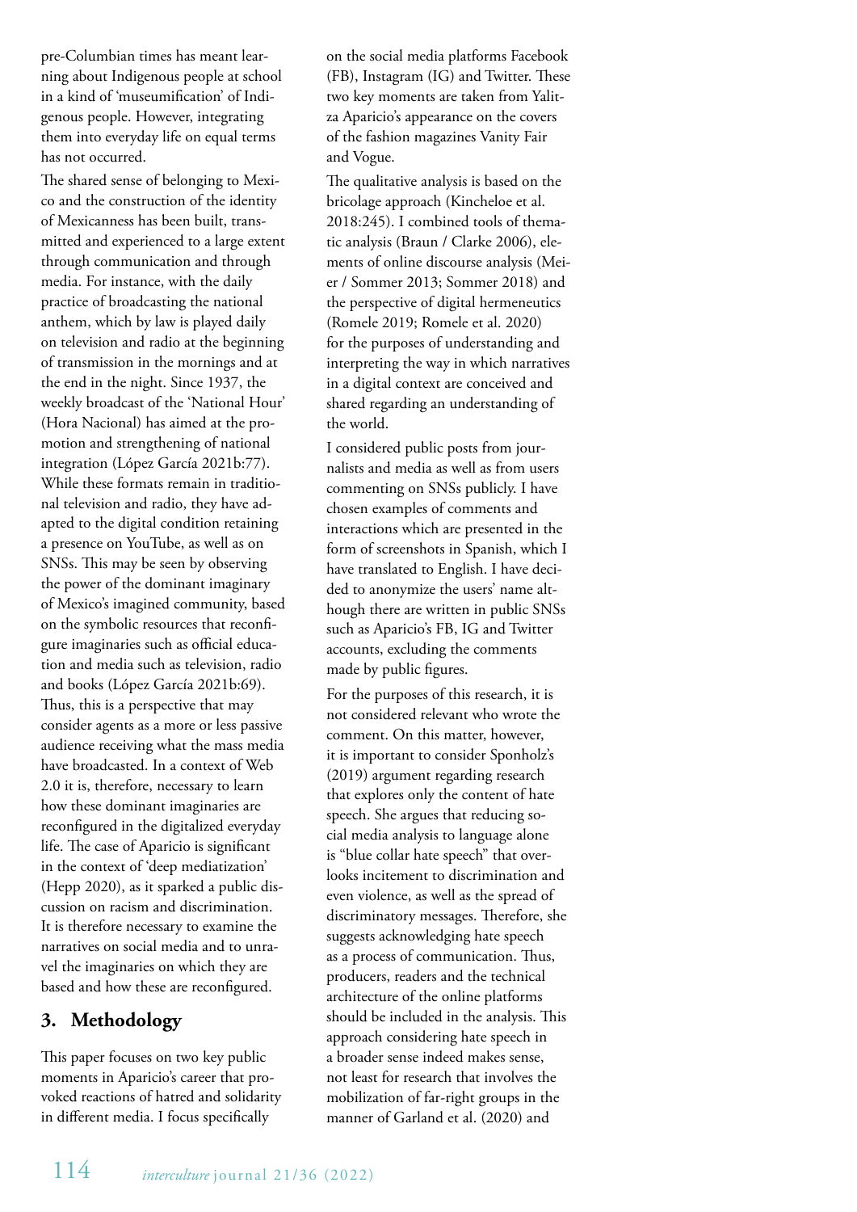pre-Columbian times has meant learning about Indigenous people at school in a kind of 'museumification' of Indigenous people. However, integrating them into everyday life on equal terms has not occurred.

The shared sense of belonging to Mexico and the construction of the identity of Mexicanness has been built, transmitted and experienced to a large extent through communication and through media. For instance, with the daily practice of broadcasting the national anthem, which by law is played daily on television and radio at the beginning of transmission in the mornings and at the end in the night. Since 1937, the weekly broadcast of the 'National Hour' (Hora Nacional) has aimed at the promotion and strengthening of national integration (López García 2021b:77). While these formats remain in traditional television and radio, they have adapted to the digital condition retaining a presence on YouTube, as well as on SNSs. This may be seen by observing the power of the dominant imaginary of Mexico's imagined community, based on the symbolic resources that reconfigure imaginaries such as official education and media such as television, radio and books (López García 2021b:69). Thus, this is a perspective that may consider agents as a more or less passive audience receiving what the mass media have broadcasted. In a context of Web 2.0 it is, therefore, necessary to learn how these dominant imaginaries are reconfigured in the digitalized everyday life. The case of Aparicio is significant in the context of 'deep mediatization' (Hepp 2020), as it sparked a public discussion on racism and discrimination. It is therefore necessary to examine the narratives on social media and to unravel the imaginaries on which they are based and how these are reconfigured.

## 3. Methodology

This paper focuses on two key public moments in Aparicio's career that provoked reactions of hatred and solidarity in different media. I focus specifically on the social media platforms Facebook (FB), Instagram (IG) and Twitter. These two key moments are taken from Yalitza Aparicio's appearance on the covers of the fashion magazines Vanity Fair and Vogue.

The qualitative analysis is based on the bricolage approach (Kincheloe et al. 2018:245). I combined tools of thematic analysis (Braun / Clarke 2006), elements of online discourse analysis (Meier / Sommer 2013; Sommer 2018) and the perspective of digital hermeneutics (Romele 2019; Romele et al. 2020) for the purposes of understanding and interpreting the way in which narratives in a digital context are conceived and shared regarding an understanding of the world.

I considered public posts from journalists and media as well as from users commenting on SNSs publicly. I have chosen examples of comments and interactions which are presented in the form of screenshots in Spanish, which I have translated to English. I have decided to anonymize the users' name although there are written in public SNSs such as Aparicio's FB, IG and Twitter accounts, excluding the comments made by public figures.

For the purposes of this research, it is not considered relevant who wrote the comment. On this matter, however, it is important to consider Sponholz's (2019) argument regarding research that explores only the content of hate speech. She argues that reducing social media analysis to language alone is "blue collar hate speech" that overlooks incitement to discrimination and even violence, as well as the spread of discriminatory messages. Therefore, she suggests acknowledging hate speech as a process of communication. Thus, producers, readers and the technical architecture of the online platforms should be included in the analysis. This approach considering hate speech in a broader sense indeed makes sense, not least for research that involves the mobilization of far-right groups in the manner of Garland et al. (2020) and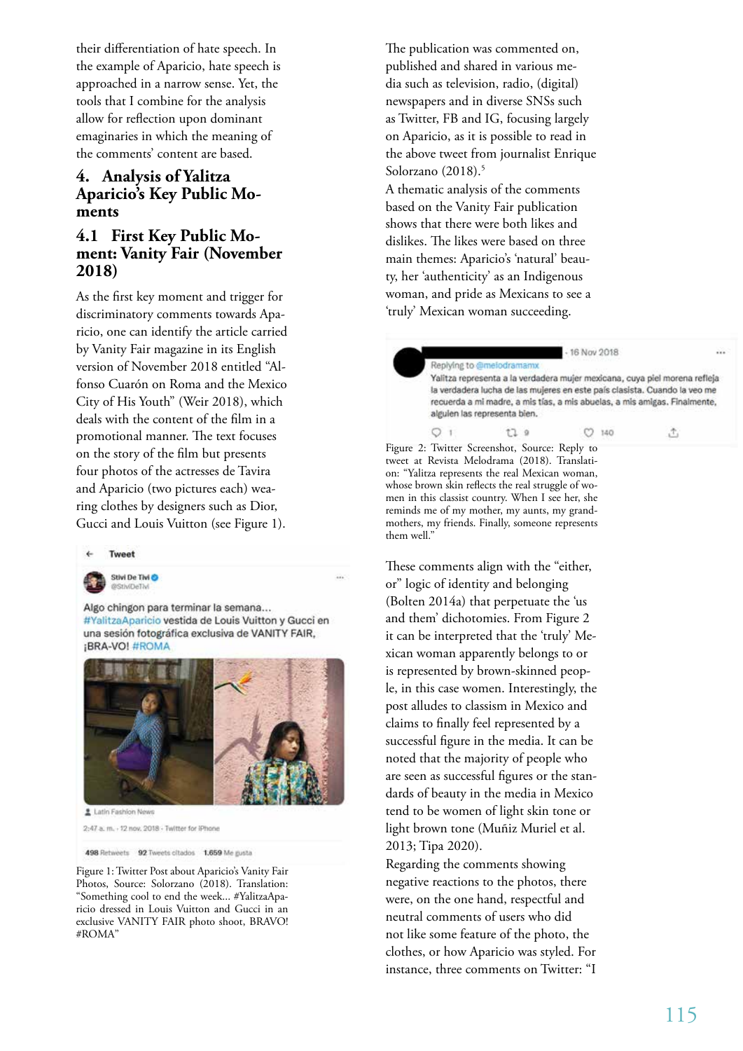their differentiation of hate speech. In the example of Aparicio, hate speech is approached in a narrow sense. Yet, the tools that I combine for the analysis allow for reflection upon dominant emaginaries in which the meaning of the comments' content are based.

## 4. Analysis of Yalitza Aparicio's Key Public Moments

### 4.1 First Key Public Moment: Vanity Fair (November 2018)

As the first key moment and trigger for discriminatory comments towards Aparicio, one can identify the article carried by Vanity Fair magazine in its English version of November 2018 entitled "Alfonso Cuarón on Roma and the Mexico City of His Youth" (Weir 2018), which deals with the content of the film in a promotional manner. The text focuses on the story of the film but presents four photos of the actresses de Tavira and Aparicio (two pictures each) wearing clothes by designers such as Dior, Gucci and Louis Vuitton (see Figure 1).

Figure 1: Twitter Post about Aparicio's Vanity Fair Photos, Source: Solorzano (2018). Translation: "Something cool to end the week... #YalitzaAparicio dressed in Louis Vuitton and Gucci in an exclusive VANITY FAIR photo shoot, BRAVO! #ROMA"

The publication was commented on, published and shared in various media such as television, radio, (digital) newspapers and in diverse SNSs such as Twitter, FB and IG, focusing largely on Aparicio, as it is possible to read in the above tweet from journalist Enrique Solorzano (2018).[5]

A thematic analysis of the comments based on the Vanity Fair publication shows that there were both likes and dislikes. The likes were based on three main themes: Aparicio's 'natural' beauty, her 'authenticity' as an Indigenous woman, and pride as Mexicans to see a 'truly' Mexican woman succeeding.

Figure 2: Twitter Screenshot, Source: Reply to tweet at Revista Melodrama (2018). Translation: "Yalitza represents the real Mexican woman, whose brown skin reflects the real struggle of women in this classist country. When I see her, she reminds me of my mother, my aunts, my grandmothers, my friends. Finally, someone represents them well."

These comments align with the "either, or" logic of identity and belonging (Bolten 2014a) that perpetuate the 'us and them' dichotomies. From Figure 2 it can be interpreted that the 'truly' Mexican woman apparently belongs to or is represented by brown-skinned people, in this case women. Interestingly, the post alludes to classism in Mexico and claims to finally feel represented by a successful figure in the media. It can be noted that the majority of people who are seen as successful figures or the standards of beauty in the media in Mexico tend to be women of light skin tone or light brown tone (Muñiz Muriel et al. 2013; Tipa 2020).

Regarding the comments showing negative reactions to the photos, there were, on the one hand, respectful and neutral comments of users who did not like some feature of the photo, the clothes, or how Aparicio was styled. For instance, three comments on Twitter: "I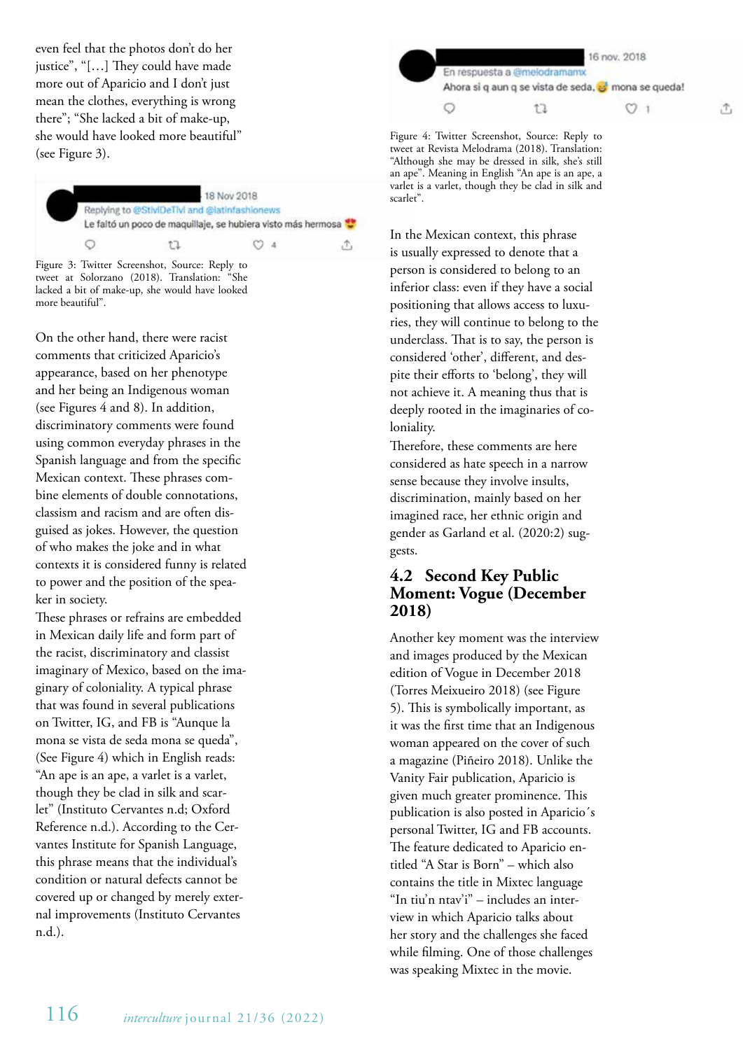even feel that the photos don't do her justice", "[…] They could have made more out of Aparicio and I don't just mean the clothes, everything is wrong there"; "She lacked a bit of make-up, she would have looked more beautiful" (see Figure 3).

Figure 3: Twitter Screenshot, Source: Reply to tweet at Solorzano (2018). Translation: "She lacked a bit of make-up, she would have looked more beautiful".

On the other hand, there were racist comments that criticized Aparicio's appearance, based on her phenotype and her being an Indigenous woman (see Figures 4 and 8). In addition, discriminatory comments were found using common everyday phrases in the Spanish language and from the specific Mexican context. These phrases combine elements of double connotations, classism and racism and are often disguised as jokes. However, the question of who makes the joke and in what contexts it is considered funny is related to power and the position of the speaker in society.

These phrases or refrains are embedded in Mexican daily life and form part of the racist, discriminatory and classist imaginary of Mexico, based on the imaginary of coloniality. A typical phrase that was found in several publications on Twitter, IG, and FB is "Aunque la mona se vista de seda mona se queda", (See Figure 4) which in English reads: "An ape is an ape, a varlet is a varlet, though they be clad in silk and scarlet" (Instituto Cervantes n.d; Oxford Reference n.d.). According to the Cervantes Institute for Spanish Language, this phrase means that the individual's condition or natural defects cannot be covered up or changed by merely external improvements (Instituto Cervantes n.d.).

Figure 4: Twitter Screenshot, Source: Reply to tweet at Revista Melodrama (2018). Translation: "Although she may be dressed in silk, she's still an ape". Meaning in English "An ape is an ape, a varlet is a varlet, though they be clad in silk and scarlet".

In the Mexican context, this phrase is usually expressed to denote that a person is considered to belong to an inferior class: even if they have a social positioning that allows access to luxuries, they will continue to belong to the underclass. That is to say, the person is considered 'other', different, and despite their efforts to 'belong', they will not achieve it. A meaning thus that is deeply rooted in the imaginaries of coloniality.

Therefore, these comments are here considered as hate speech in a narrow sense because they involve insults, discrimination, mainly based on her imagined race, her ethnic origin and gender as Garland et al. (2020:2) suggests.

## 4.2 Second Key Public Moment: Vogue (December 2018)

Another key moment was the interview and images produced by the Mexican edition of Vogue in December 2018 (Torres Meixueiro 2018) (see Figure 5). This is symbolically important, as it was the first time that an Indigenous woman appeared on the cover of such a magazine (Piñeiro 2018). Unlike the Vanity Fair publication, Aparicio is given much greater prominence. This publication is also posted in Aparicio´s personal Twitter, IG and FB accounts. The feature dedicated to Aparicio entitled "A Star is Born" – which also contains the title in Mixtec language "In tiu'n ntav'i" – includes an interview in which Aparicio talks about her story and the challenges she faced while filming. One of those challenges was speaking Mixtec in the movie.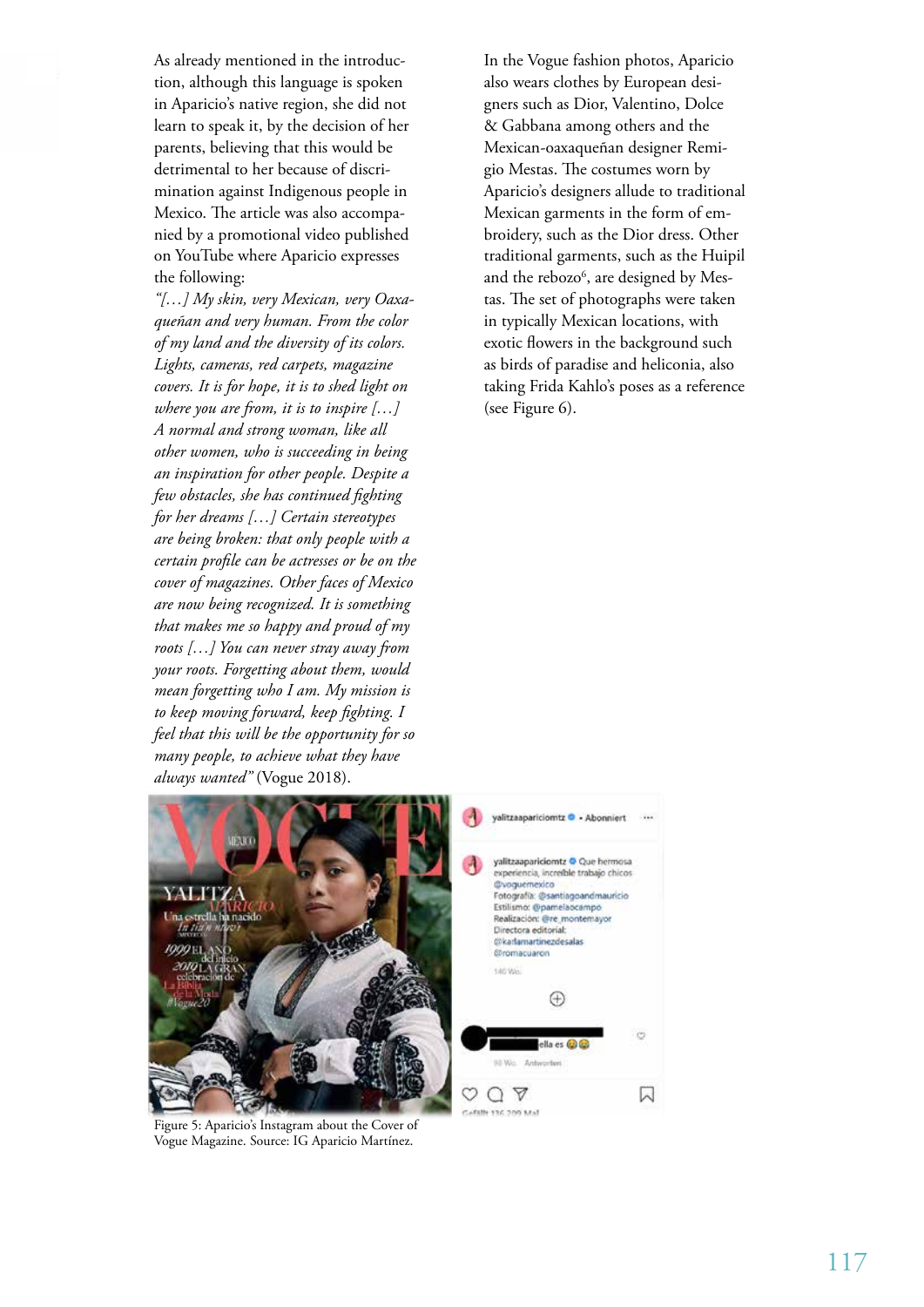As already mentioned in the introduction, although this language is spoken in Aparicio's native region, she did not learn to speak it, by the decision of her parents, believing that this would be detrimental to her because of discrimination against Indigenous people in Mexico. The article was also accompanied by a promotional video published on YouTube where Aparicio expresses the following:

*"[…] My skin, very Mexican, very Oaxaqueñan and very human. From the color of my land and the diversity of its colors. Lights, cameras, red carpets, magazine covers. It is for hope, it is to shed light on where you are from, it is to inspire […] A normal and strong woman, like all other women, who is succeeding in being an inspiration for other people. Despite a few obstacles, she has continued fighting for her dreams […] Certain stereotypes are being broken: that only people with a certain profile can be actresses or be on the cover of magazines. Other faces of Mexico are now being recognized. It is something that makes me so happy and proud of my roots […] You can never stray away from your roots. Forgetting about them, would mean forgetting who I am. My mission is to keep moving forward, keep fighting. I feel that this will be the opportunity for so many people, to achieve what they have always wanted"* (Vogue 2018).

In the Vogue fashion photos, Aparicio also wears clothes by European designers such as Dior, Valentino, Dolce & Gabbana among others and the Mexican-oaxaqueñan designer Remigio Mestas. The costumes worn by Aparicio's designers allude to traditional Mexican garments in the form of embroidery, such as the Dior dress. Other traditional garments, such as the Huipil and the rebozo[6], are designed by Mestas. The set of photographs were taken in typically Mexican locations, with exotic flowers in the background such as birds of paradise and heliconia, also taking Frida Kahlo's poses as a reference (see Figure 6).

Figure 5: Aparicio's Instagram about the Cover of Vogue Magazine. Source: IG Aparicio Martínez.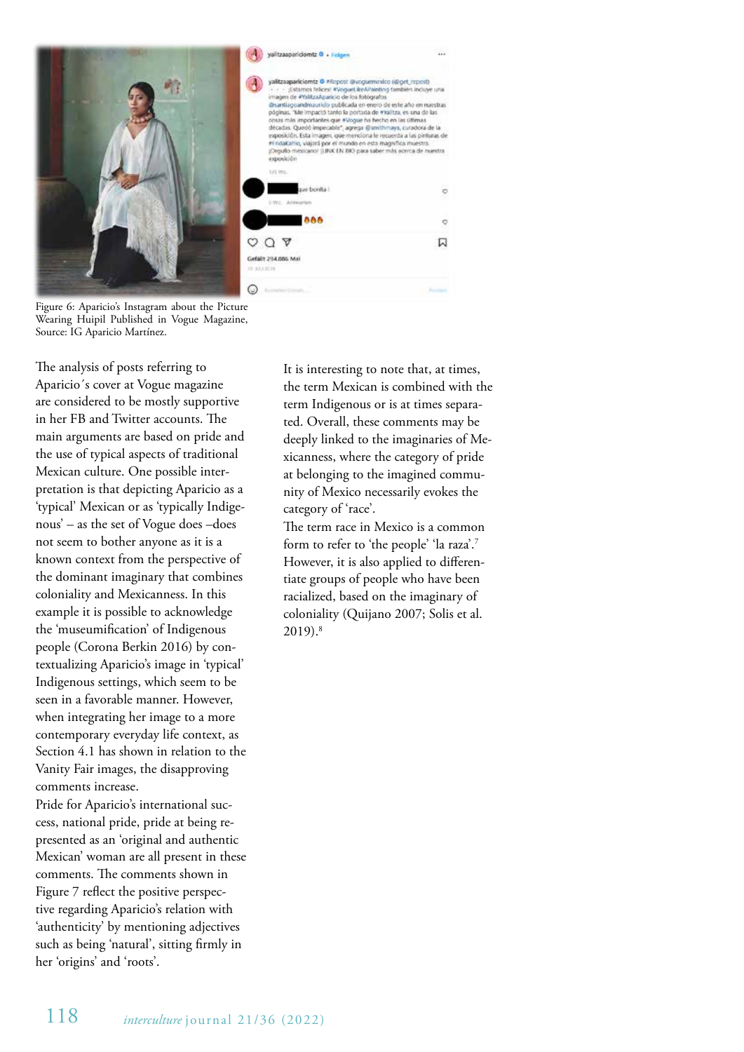Figure 6: Aparicio's Instagram about the Picture Wearing Huipil Published in Vogue Magazine, Source: IG Aparicio Martínez.

The analysis of posts referring to Aparicio´s cover at Vogue magazine are considered to be mostly supportive in her FB and Twitter accounts. The main arguments are based on pride and the use of typical aspects of traditional Mexican culture. One possible interpretation is that depicting Aparicio as a 'typical' Mexican or as 'typically Indigenous' – as the set of Vogue does –does not seem to bother anyone as it is a known context from the perspective of the dominant imaginary that combines coloniality and Mexicanness. In this example it is possible to acknowledge the 'museumification' of Indigenous people (Corona Berkin 2016) by contextualizing Aparicio's image in 'typical' Indigenous settings, which seem to be seen in a favorable manner. However, when integrating her image to a more contemporary everyday life context, as Section 4.1 has shown in relation to the Vanity Fair images, the disapproving comments increase.

Pride for Aparicio's international success, national pride, pride at being represented as an 'original and authentic Mexican' woman are all present in these comments. The comments shown in Figure 7 reflect the positive perspective regarding Aparicio's relation with 'authenticity' by mentioning adjectives such as being 'natural', sitting firmly in her 'origins' and 'roots'.

It is interesting to note that, at times, the term Mexican is combined with the term Indigenous or is at times separated. Overall, these comments may be deeply linked to the imaginaries of Mexicanness, where the category of pride at belonging to the imagined community of Mexico necessarily evokes the category of 'race'.

The term race in Mexico is a common form to refer to 'the people' 'la raza'.[7] However, it is also applied to differentiate groups of people who have been racialized, based on the imaginary of coloniality (Quijano 2007; Solis et al. 2019).[8]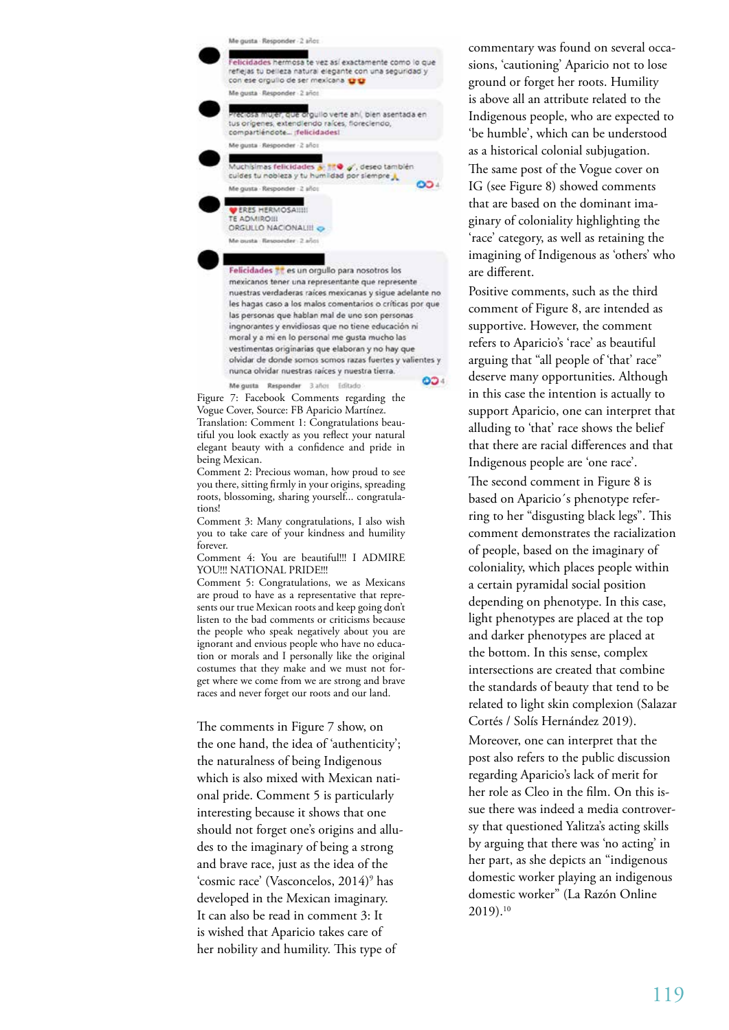Figure 7: Facebook Comments regarding the Vogue Cover, Source: FB Aparicio Martínez.
Translation: Comment 1: Congratulations beautiful you look exactly as you reflect your natural elegant beauty with a confidence and pride in being Mexican.
Comment 2: Precious woman, how proud to see you there, sitting firmly in your origins, spreading roots, blossoming, sharing yourself... congratulations!
Comment 3: Many congratulations, I also wish you to take care of your kindness and humility forever.
Comment 4: You are beautiful!!! I ADMIRE YOU!!! NATIONAL PRIDE!!!
Comment 5: Congratulations, we as Mexicans are proud to have as a representative that represents our true Mexican roots and keep going don't listen to the bad comments or criticisms because the people who speak negatively about you are ignorant and envious people who have no education or morals and I personally like the original costumes that they make and we must not forget where we come from we are strong and brave races and never forget our roots and our land.

The comments in Figure 7 show, on the one hand, the idea of 'authenticity'; the naturalness of being Indigenous which is also mixed with Mexican national pride. Comment 5 is particularly interesting because it shows that one should not forget one's origins and alludes to the imaginary of being a strong and brave race, just as the idea of the 'cosmic race' (Vasconcelos, 2014)[9] has developed in the Mexican imaginary. It can also be read in comment 3: It is wished that Aparicio takes care of her nobility and humility. This type of commentary was found on several occasions, 'cautioning' Aparicio not to lose ground or forget her roots. Humility is above all an attribute related to the Indigenous people, who are expected to 'be humble', which can be understood as a historical colonial subjugation.

The same post of the Vogue cover on IG (see Figure 8) showed comments that are based on the dominant imaginary of coloniality highlighting the 'race' category, as well as retaining the imagining of Indigenous as 'others' who are different.

Positive comments, such as the third comment of Figure 8, are intended as supportive. However, the comment refers to Aparicio's 'race' as beautiful arguing that "all people of 'that' race" deserve many opportunities. Although in this case the intention is actually to support Aparicio, one can interpret that alluding to 'that' race shows the belief that there are racial differences and that Indigenous people are 'one race'.

The second comment in Figure 8 is based on Aparicio´s phenotype referring to her "disgusting black legs". This comment demonstrates the racialization of people, based on the imaginary of coloniality, which places people within a certain pyramidal social position depending on phenotype. In this case, light phenotypes are placed at the top and darker phenotypes are placed at the bottom. In this sense, complex intersections are created that combine the standards of beauty that tend to be related to light skin complexion (Salazar Cortés / Solís Hernández 2019).

Moreover, one can interpret that the post also refers to the public discussion regarding Aparicio's lack of merit for her role as Cleo in the film. On this issue there was indeed a media controversy that questioned Yalitza's acting skills by arguing that there was 'no acting' in her part, as she depicts an "indigenous domestic worker playing an indigenous domestic worker" (La Razón Online 2019).[10]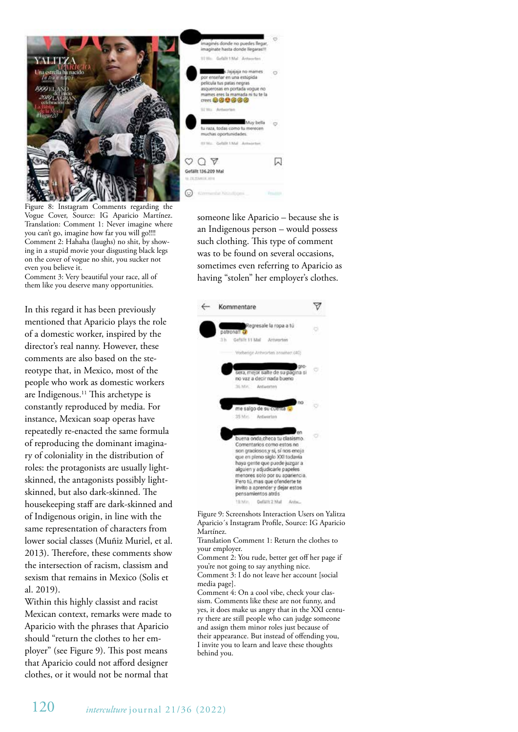Figure 8: Instagram Comments regarding the Vogue Cover, Source: IG Aparicio Martínez. Translation: Comment 1: Never imagine where you can't go, imagine how far you will go!!!!
Comment 2: Hahaha (laughs) no shit, by showing in a stupid movie your disgusting black legs on the cover of vogue no shit, you sucker not even you believe it.
Comment 3: Very beautiful your race, all of them like you deserve many opportunities.

In this regard it has been previously mentioned that Aparicio plays the role of a domestic worker, inspired by the director's real nanny. However, these comments are also based on the stereotype that, in Mexico, most of the people who work as domestic workers are Indigenous.[11] This archetype is constantly reproduced by media. For instance, Mexican soap operas have repeatedly re-enacted the same formula of reproducing the dominant imaginary of coloniality in the distribution of roles: the protagonists are usually light-skinned, the antagonists possibly light-skinned, but also dark-skinned. The housekeeping staff are dark-skinned and of Indigenous origin, in line with the same representation of characters from lower social classes (Muñiz Muriel, et al. 2013). Therefore, these comments show the intersection of racism, classism and sexism that remains in Mexico (Solis et al. 2019).

Within this highly classist and racist Mexican context, remarks were made to Aparicio with the phrases that Aparicio should "return the clothes to her employer" (see Figure 9). This post means that Aparicio could not afford designer clothes, or it would not be normal that someone like Aparicio – because she is an Indigenous person – would possess such clothing. This type of comment was to be found on several occasions, sometimes even referring to Aparicio as having "stolen" her employer's clothes.

Figure 9: Screenshots Interaction Users on Yalitza Aparicio´s Instagram Profile, Source: IG Aparicio Martínez.
Translation Comment 1: Return the clothes to your employer.
Comment 2: You rude, better get off her page if you're not going to say anything nice.
Comment 3: I do not leave her account [social media page].
Comment 4: On a cool vibe, check your classism. Comments like these are not funny, and yes, it does make us angry that in the XXI century there are still people who can judge someone and assign them minor roles just because of their appearance. But instead of offending you, I invite you to learn and leave these thoughts behind you.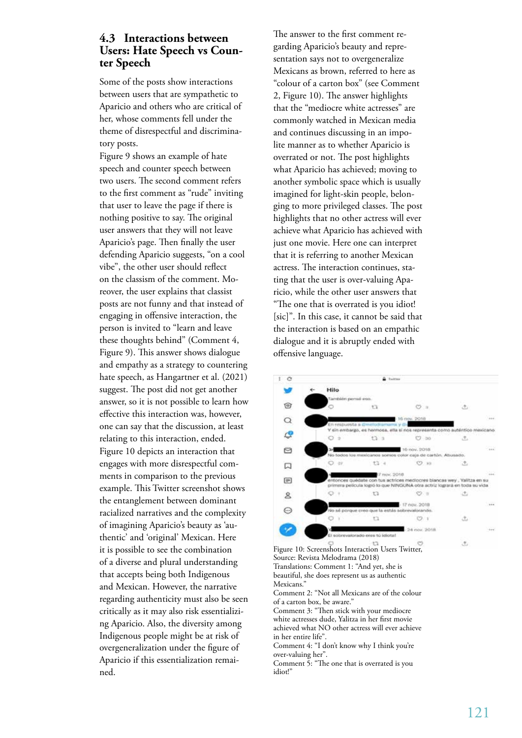## 4.3 Interactions between Users: Hate Speech vs Counter Speech

Some of the posts show interactions between users that are sympathetic to Aparicio and others who are critical of her, whose comments fell under the theme of disrespectful and discriminatory posts.

Figure 9 shows an example of hate speech and counter speech between two users. The second comment refers to the first comment as "rude" inviting that user to leave the page if there is nothing positive to say. The original user answers that they will not leave Aparicio's page. Then finally the user defending Aparicio suggests, "on a cool vibe", the other user should reflect on the classism of the comment. Moreover, the user explains that classist posts are not funny and that instead of engaging in offensive interaction, the person is invited to "learn and leave these thoughts behind" (Comment 4, Figure 9). This answer shows dialogue and empathy as a strategy to countering hate speech, as Hangartner et al. (2021) suggest. The post did not get another answer, so it is not possible to learn how effective this interaction was, however, one can say that the discussion, at least relating to this interaction, ended.

Figure 10 depicts an interaction that engages with more disrespectful comments in comparison to the previous example. This Twitter screenshot shows the entanglement between dominant racialized narratives and the complexity of imagining Aparicio's beauty as 'authentic' and 'original' Mexican. Here it is possible to see the combination of a diverse and plural understanding that accepts being both Indigenous and Mexican. However, the narrative regarding authenticity must also be seen critically as it may also risk essentializing Aparicio. Also, the diversity among Indigenous people might be at risk of overgeneralization under the figure of Aparicio if this essentialization remained.

The answer to the first comment regarding Aparicio's beauty and representation says not to overgeneralize Mexicans as brown, referred to here as "colour of a carton box" (see Comment 2, Figure 10). The answer highlights that the "mediocre white actresses" are commonly watched in Mexican media and continues discussing in an impolite manner as to whether Aparicio is overrated or not. The post highlights what Aparicio has achieved; moving to another symbolic space which is usually imagined for light-skin people, belonging to more privileged classes. The post highlights that no other actress will ever achieve what Aparicio has achieved with just one movie. Here one can interpret that it is referring to another Mexican actress. The interaction continues, stating that the user is over-valuing Aparicio, while the other user answers that "The one that is overrated is you idiot! [sic]". In this case, it cannot be said that the interaction is based on an empathic dialogue and it is abruptly ended with offensive language.

Figure 10: Screenshots Interaction Users Twitter, Source: Revista Melodrama (2018)
Translations: Comment 1: "And yet, she is beautiful, she does represent us as authentic Mexicans."
Comment 2: "Not all Mexicans are of the colour of a carton box, be aware."
Comment 3: "Then stick with your mediocre white actresses dude, Yalitza in her first movie achieved what NO other actress will ever achieve in her entire life".
Comment 4: "I don't know why I think you're over-valuing her".
Comment 5: "The one that is overrated is you idiot!"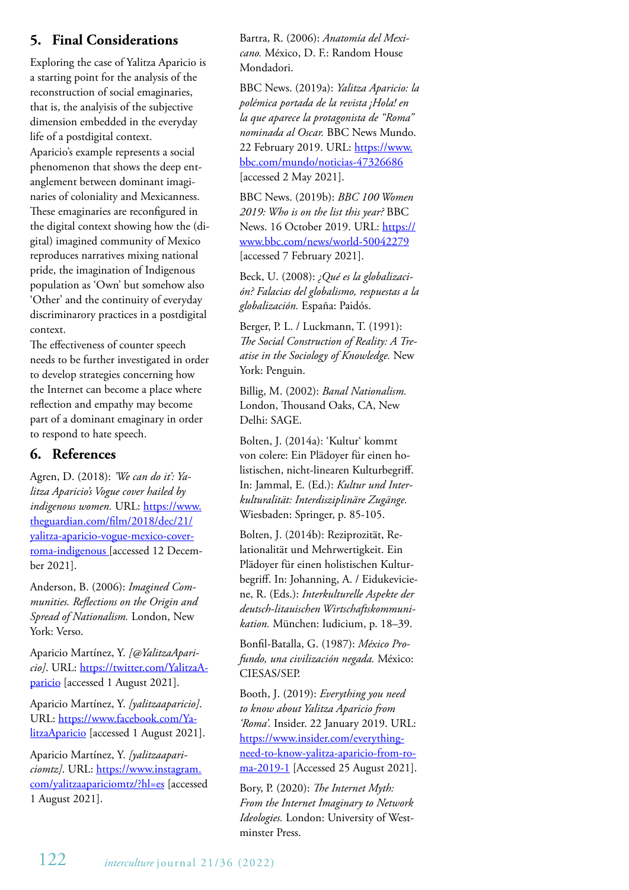## 5. Final Considerations

Exploring the case of Yalitza Aparicio is a starting point for the analysis of the reconstruction of social emaginaries, that is, the analyisis of the subjective dimension embedded in the everyday life of a postdigital context.
Aparicio's example represents a social phenomenon that shows the deep entanglement between dominant imaginaries of coloniality and Mexicanness. These emaginaries are reconfigured in the digital context showing how the (digital) imagined community of Mexico reproduces narratives mixing national pride, the imagination of Indigenous population as 'Own' but somehow also 'Other' and the continuity of everyday discriminarory practices in a postdigital context.
The effectiveness of counter speech needs to be further investigated in order to develop strategies concerning how the Internet can become a place where reflection and empathy may become part of a dominant emaginary in order to respond to hate speech.

## 6. References

Agren, D. (2018): *'We can do it': Yalitza Aparicio's Vogue cover hailed by indigenous women.* URL: https://www.theguardian.com/film/2018/dec/21/yalitza-aparicio-vogue-mexico-cover-roma-indigenous [accessed 12 December 2021].

Anderson, B. (2006): *Imagined Communities. Reflections on the Origin and Spread of Nationalism.* London, New York: Verso.

Aparicio Martínez, Y. *[@YalitzaAparicio].* URL: https://twitter.com/YalitzaAparicio [accessed 1 August 2021].

Aparicio Martínez, Y. *[yalitzaaparicio].* URL: https://www.facebook.com/YalitzaAparicio [accessed 1 August 2021].

Aparicio Martínez, Y. *[yalitzaapariciomtz].* URL: https://www.instagram.com/yalitzaapariciomtz/?hl=es [accessed 1 August 2021].

Bartra, R. (2006): *Anatomía del Mexicano.* México, D. F.: Random House Mondadori.

BBC News. (2019a): *Yalitza Aparicio: la polémica portada de la revista ¡Hola! en la que aparece la protagonista de "Roma" nominada al Oscar.* BBC News Mundo. 22 February 2019. URL: https://www.bbc.com/mundo/noticias-47326686 [accessed 2 May 2021].

BBC News. (2019b): *BBC 100 Women 2019: Who is on the list this year?* BBC News. 16 October 2019. URL: https://www.bbc.com/news/world-50042279 [accessed 7 February 2021].

Beck, U. (2008): *¿Qué es la globalización? Falacias del globalismo, respuestas a la globalización.* España: Paidós.

Berger, P. L. / Luckmann, T. (1991): *The Social Construction of Reality: A Treatise in the Sociology of Knowledge.* New York: Penguin.

Billig, M. (2002): *Banal Nationalism.* London, Thousand Oaks, CA, New Delhi: SAGE.

Bolten, J. (2014a): 'Kultur' kommt von colere: Ein Plädoyer für einen holistischen, nicht-linearen Kulturbegriff. In: Jammal, E. (Ed.): *Kultur und Interkulturalität: Interdisziplinäre Zugänge.* Wiesbaden: Springer, p. 85-105.

Bolten, J. (2014b): Reziprozität, Relationalität und Mehrwertigkeit. Ein Plädoyer für einen holistischen Kulturbegriff. In: Johanning, A. / Eidukeviciene, R. (Eds.): *Interkulturelle Aspekte der deutsch-litauischen Wirtschaftskommunikation.* München: Iudicium, p. 18–39.

Bonfil-Batalla, G. (1987): *México Profundo, una civilización negada.* México: CIESAS/SEP.

Booth, J. (2019): *Everything you need to know about Yalitza Aparicio from 'Roma'.* Insider. 22 January 2019. URL: https://www.insider.com/everything-need-to-know-yalitza-aparicio-from-roma-2019-1 [Accessed 25 August 2021].

Bory, P. (2020): *The Internet Myth: From the Internet Imaginary to Network Ideologies.* London: University of Westminster Press.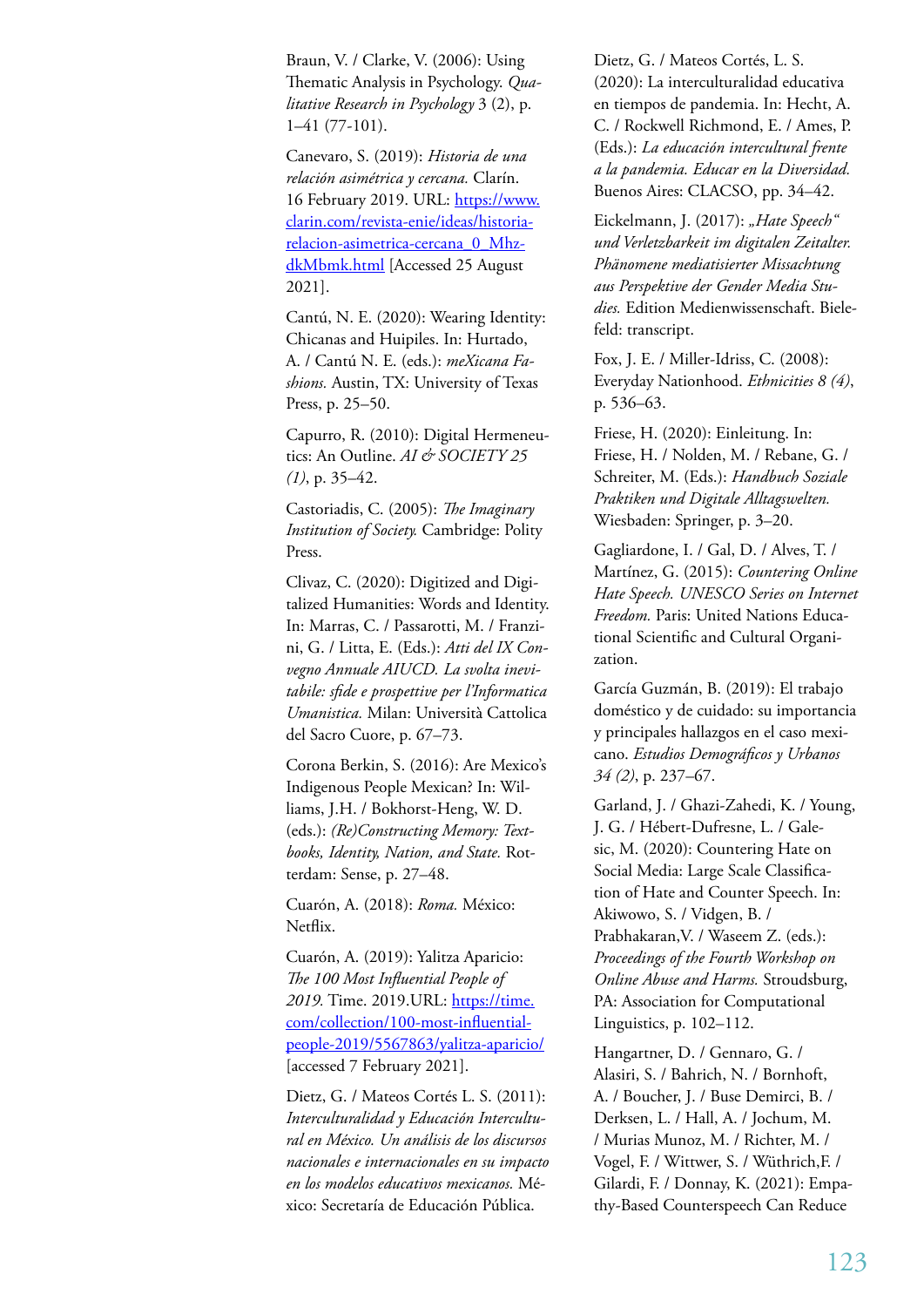Braun, V. / Clarke, V. (2006): Using Thematic Analysis in Psychology. *Qualitative Research in Psychology* 3 (2), p. 1–41 (77-101).

Canevaro, S. (2019): *Historia de una relación asimétrica y cercana.* Clarín. 16 February 2019. URL: https://www.clarin.com/revista-enie/ideas/historia-relacion-asimetrica-cercana_0_Mhz-dkMbmk.html [Accessed 25 August 2021].

Cantú, N. E. (2020): Wearing Identity: Chicanas and Huipiles. In: Hurtado, A. / Cantú N. E. (eds.): *meXicana Fashions.* Austin, TX: University of Texas Press, p. 25–50.

Capurro, R. (2010): Digital Hermeneutics: An Outline. *AI & SOCIETY 25 (1)*, p. 35–42.

Castoriadis, C. (2005): *The Imaginary Institution of Society.* Cambridge: Polity Press.

Clivaz, C. (2020): Digitized and Digitalized Humanities: Words and Identity. In: Marras, C. / Passarotti, M. / Franzini, G. / Litta, E. (Eds.): *Atti del IX Convegno Annuale AIUCD. La svolta inevitabile: sfide e prospettive per l'Informatica Umanistica.* Milan: Università Cattolica del Sacro Cuore, p. 67–73.

Corona Berkin, S. (2016): Are Mexico's Indigenous People Mexican? In: Williams, J.H. / Bokhorst-Heng, W. D. (eds.): *(Re)Constructing Memory: Textbooks, Identity, Nation, and State.* Rotterdam: Sense, p. 27–48.

Cuarón, A. (2018): *Roma.* México: Netflix.

Cuarón, A. (2019): Yalitza Aparicio: *The 100 Most Influential People of 2019.* Time. 2019.URL: https://time.com/collection/100-most-influential-people-2019/5567863/yalitza-aparicio/ [accessed 7 February 2021].

Dietz, G. / Mateos Cortés L. S. (2011): *Interculturalidad y Educación Intercultural en México. Un análisis de los discursos nacionales e internacionales en su impacto en los modelos educativos mexicanos.* México: Secretaría de Educación Pública.

Dietz, G. / Mateos Cortés, L. S. (2020): La interculturalidad educativa en tiempos de pandemia. In: Hecht, A. C. / Rockwell Richmond, E. / Ames, P. (Eds.): *La educación intercultural frente a la pandemia. Educar en la Diversidad.* Buenos Aires: CLACSO, pp. 34–42.

Eickelmann, J. (2017): *„Hate Speech" und Verletzbarkeit im digitalen Zeitalter. Phänomene mediatisierter Missachtung aus Perspektive der Gender Media Studies.* Edition Medienwissenschaft. Bielefeld: transcript.

Fox, J. E. / Miller-Idriss, C. (2008): Everyday Nationhood. *Ethnicities 8 (4)*, p. 536–63.

Friese, H. (2020): Einleitung. In: Friese, H. / Nolden, M. / Rebane, G. / Schreiter, M. (Eds.): *Handbuch Soziale Praktiken und Digitale Alltagswelten.* Wiesbaden: Springer, p. 3–20.

Gagliardone, I. / Gal, D. / Alves, T. / Martínez, G. (2015): *Countering Online Hate Speech. UNESCO Series on Internet Freedom.* Paris: United Nations Educational Scientific and Cultural Organization.

García Guzmán, B. (2019): El trabajo doméstico y de cuidado: su importancia y principales hallazgos en el caso mexicano. *Estudios Demográficos y Urbanos 34 (2)*, p. 237–67.

Garland, J. / Ghazi-Zahedi, K. / Young, J. G. / Hébert-Dufresne, L. / Galesic, M. (2020): Countering Hate on Social Media: Large Scale Classification of Hate and Counter Speech. In: Akiwowo, S. / Vidgen, B. / Prabhakaran,V. / Waseem Z. (eds.): *Proceedings of the Fourth Workshop on Online Abuse and Harms.* Stroudsburg, PA: Association for Computational Linguistics, p. 102–112.

Hangartner, D. / Gennaro, G. / Alasiri, S. / Bahrich, N. / Bornhoft, A. / Boucher, J. / Buse Demirci, B. / Derksen, L. / Hall, A. / Jochum, M. / Murias Munoz, M. / Richter, M. / Vogel, F. / Wittwer, S. / Wüthrich,F. / Gilardi, F. / Donnay, K. (2021): Empathy-Based Counterspeech Can Reduce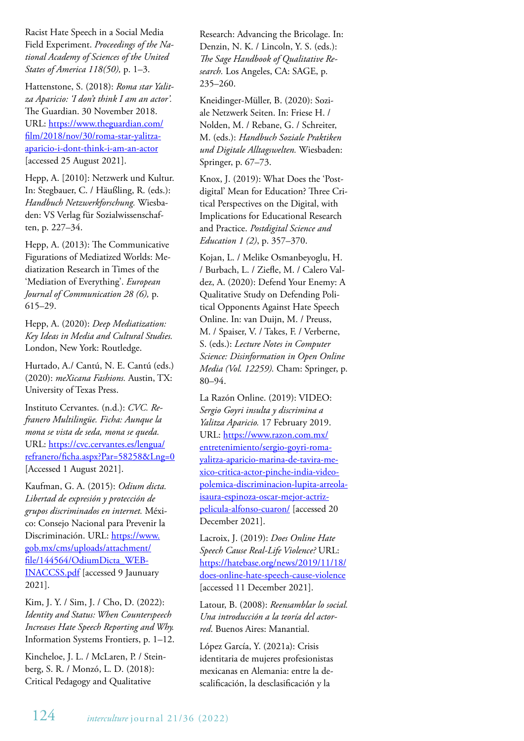Racist Hate Speech in a Social Media Field Experiment. *Proceedings of the National Academy of Sciences of the United States of America 118(50),* p. 1–3.

Hattenstone, S. (2018): *Roma star Yalitza Aparicio: 'I don't think I am an actor'.* The Guardian. 30 November 2018. URL: https://www.theguardian.com/film/2018/nov/30/roma-star-yalitza-aparicio-i-dont-think-i-am-an-actor [accessed 25 August 2021].

Hepp, A. [2010]: Netzwerk und Kultur. In: Stegbauer, C. / Häußling, R. (eds.): *Handbuch Netzwerkforschung.* Wiesbaden: VS Verlag für Sozialwissenschaften, p. 227–34.

Hepp, A. (2013): The Communicative Figurations of Mediatized Worlds: Mediatization Research in Times of the 'Mediation of Everything'. *European Journal of Communication 28 (6),* p. 615–29.

Hepp, A. (2020): *Deep Mediatization: Key Ideas in Media and Cultural Studies.* London, New York: Routledge.

Hurtado, A./ Cantú, N. E. Cantú (eds.) (2020): *meXicana Fashions.* Austin, TX: University of Texas Press.

Instituto Cervantes. (n.d.): *CVC. Refranero Multilingüe. Ficha: Aunque la mona se vista de seda, mona se queda.* URL: https://cvc.cervantes.es/lengua/refranero/ficha.aspx?Par=58258&Lng=0 [Accessed 1 August 2021].

Kaufman, G. A. (2015): *Odium dicta. Libertad de expresión y protección de grupos discriminados en internet.* México: Consejo Nacional para Prevenir la Discriminación. URL: https://www.gob.mx/cms/uploads/attachment/file/144564/OdiumDicta_WEB-INACCSS.pdf [accessed 9 Jaunuary 2021].

Kim, J. Y. / Sim, J. / Cho, D. (2022): *Identity and Status: When Counterspeech Increases Hate Speech Reporting and Why.* Information Systems Frontiers, p. 1–12.

Kincheloe, J. L. / McLaren, P. / Steinberg, S. R. / Monzó, L. D. (2018): Critical Pedagogy and Qualitative Research: Advancing the Bricolage. In: Denzin, N. K. / Lincoln, Y. S. (eds.): *The Sage Handbook of Qualitative Research.* Los Angeles, CA: SAGE, p. 235–260.

Kneidinger-Müller, B. (2020): Soziale Netzwerk Seiten. In: Friese H. / Nolden, M. / Rebane, G. / Schreiter, M. (eds.): *Handbuch Soziale Praktiken und Digitale Alltagswelten.* Wiesbaden: Springer, p. 67–73.

Knox, J. (2019): What Does the 'Postdigital' Mean for Education? Three Critical Perspectives on the Digital, with Implications for Educational Research and Practice. *Postdigital Science and Education 1 (2)*, p. 357–370.

Kojan, L. / Melike Osmanbeyoglu, H. / Burbach, L. / Ziefle, M. / Calero Valdez, A. (2020): Defend Your Enemy: A Qualitative Study on Defending Political Opponents Against Hate Speech Online. In: van Duijn, M. / Preuss, M. / Spaiser, V. / Takes, F. / Verberne, S. (eds.): *Lecture Notes in Computer Science: Disinformation in Open Online Media (Vol. 12259).* Cham: Springer, p. 80–94.

La Razón Online. (2019): VIDEO: *Sergio Goyri insulta y discrimina a Yalitza Aparicio.* 17 February 2019. URL: https://www.razon.com.mx/entretenimiento/sergio-goyri-roma-yalitza-aparicio-marina-de-tavira-mexico-critica-actor-pinche-india-video-polemica-discriminacion-lupita-arreola-isaura-espinoza-oscar-mejor-actriz-pelicula-alfonso-cuaron/ [accessed 20 December 2021].

Lacroix, J. (2019): *Does Online Hate Speech Cause Real-Life Violence?* URL: https://hatebase.org/news/2019/11/18/does-online-hate-speech-cause-violence [accessed 11 December 2021].

Latour, B. (2008): *Reensamblar lo social. Una introducción a la teoría del actor-red*. Buenos Aires: Manantial.

López García, Y. (2021a): Crisis identitaria de mujeres profesionistas mexicanas en Alemania: entre la descalificación, la desclasificación y la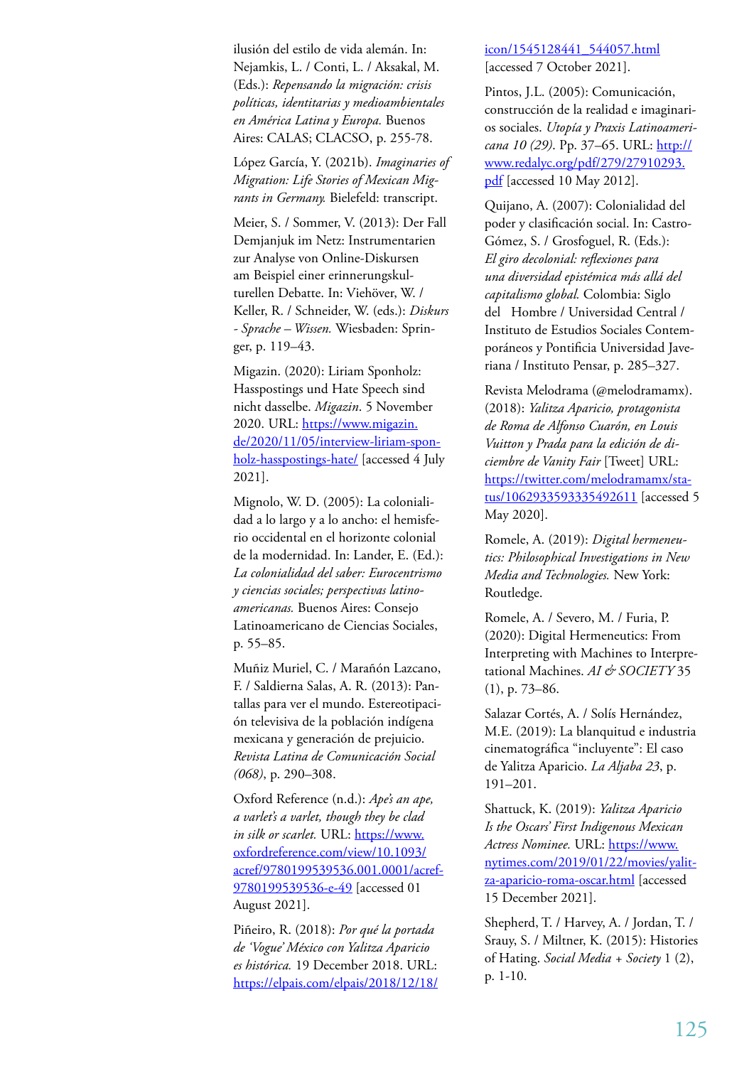ilusión del estilo de vida alemán. In: Nejamkis, L. / Conti, L. / Aksakal, M. (Eds.): *Repensando la migración: crisis políticas, identitarias y medioambientales en América Latina y Europa.* Buenos Aires: CALAS; CLACSO, p. 255-78.

López García, Y. (2021b). *Imaginaries of Migration: Life Stories of Mexican Migrants in Germany.* Bielefeld: transcript.

Meier, S. / Sommer, V. (2013): Der Fall Demjanjuk im Netz: Instrumentarien zur Analyse von Online-Diskursen am Beispiel einer erinnerungskulturellen Debatte. In: Viehöver, W. / Keller, R. / Schneider, W. (eds.): *Diskurs - Sprache – Wissen.* Wiesbaden: Springer, p. 119–43.

Migazin. (2020): Liriam Sponholz: Hasspostings und Hate Speech sind nicht dasselbe. *Migazin*. 5 November 2020. URL: https://www.migazin.de/2020/11/05/interview-liriam-sponholz-hasspostings-hate/ [accessed 4 July 2021].

Mignolo, W. D. (2005): La colonialidad a lo largo y a lo ancho: el hemisferio occidental en el horizonte colonial de la modernidad. In: Lander, E. (Ed.): *La colonialidad del saber: Eurocentrismo y ciencias sociales; perspectivas latinoamericanas.* Buenos Aires: Consejo Latinoamericano de Ciencias Sociales, p. 55–85.

Muñiz Muriel, C. / Marañón Lazcano, F. / Saldierna Salas, A. R. (2013): Pantallas para ver el mundo. Estereotipación televisiva de la población indígena mexicana y generación de prejuicio. *Revista Latina de Comunicación Social (068)*, p. 290–308.

Oxford Reference (n.d.): *Ape's an ape, a varlet's a varlet, though they be clad in silk or scarlet.* URL: https://www.oxfordreference.com/view/10.1093/acref/9780199539536.001.0001/acref-9780199539536-e-49 [accessed 01 August 2021].

Piñeiro, R. (2018): *Por qué la portada de 'Vogue' México con Yalitza Aparicio es histórica.* 19 December 2018. URL: https://elpais.com/elpais/2018/12/18/icon/1545128441_544057.html [accessed 7 October 2021].

Pintos, J.L. (2005): Comunicación, construcción de la realidad e imaginarios sociales. *Utopía y Praxis Latinoamericana 10 (29).* Pp. 37–65. URL: http://www.redalyc.org/pdf/279/27910293.pdf [accessed 10 May 2012].

Quijano, A. (2007): Colonialidad del poder y clasificación social. In: Castro-Gómez, S. / Grosfoguel, R. (Eds.): *El giro decolonial: reflexiones para una diversidad epistémica más allá del capitalismo global.* Colombia: Siglo del Hombre / Universidad Central / Instituto de Estudios Sociales Contemporáneos y Pontificia Universidad Javeriana / Instituto Pensar, p. 285–327.

Revista Melodrama (@melodramamx). (2018): *Yalitza Aparicio, protagonista de Roma de Alfonso Cuarón, en Louis Vuitton y Prada para la edición de diciembre de Vanity Fair* [Tweet] URL: https://twitter.com/melodramamx/status/1062933593335492611 [accessed 5 May 2020].

Romele, A. (2019): *Digital hermeneutics: Philosophical Investigations in New Media and Technologies.* New York: Routledge.

Romele, A. / Severo, M. / Furia, P. (2020): Digital Hermeneutics: From Interpreting with Machines to Interpretational Machines. *AI & SOCIETY* 35 (1), p. 73–86.

Salazar Cortés, A. / Solís Hernández, M.E. (2019): La blanquitud e industria cinematográfica "incluyente": El caso de Yalitza Aparicio. *La Aljaba 23*, p. 191–201.

Shattuck, K. (2019): *Yalitza Aparicio Is the Oscars' First Indigenous Mexican Actress Nominee.* URL: https://www.nytimes.com/2019/01/22/movies/yalitza-aparicio-roma-oscar.html [accessed 15 December 2021].

Shepherd, T. / Harvey, A. / Jordan, T. / Srauy, S. / Miltner, K. (2015): Histories of Hating. *Social Media + Society* 1 (2), p. 1-10.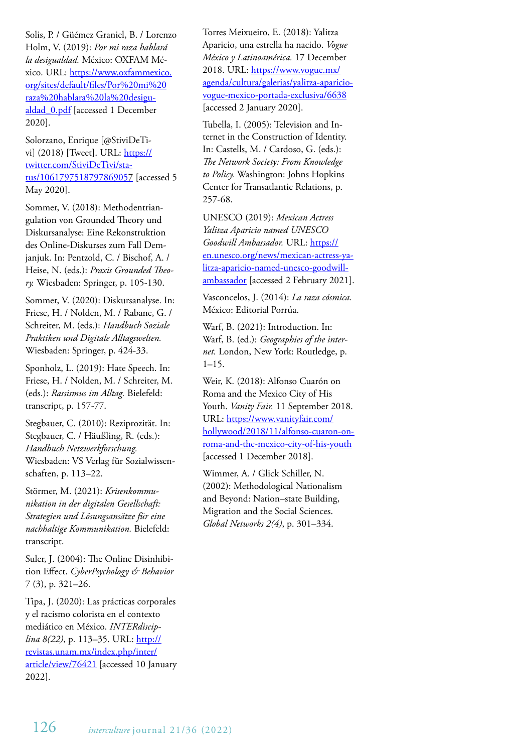Solis, P. / Güémez Graniel, B. / Lorenzo Holm, V. (2019): *Por mi raza hablará la desigualdad.* México: OXFAM México. URL: https://www.oxfammexico.org/sites/default/files/Por%20mi%20raza%20hablara%20la%20desigualdad_0.pdf [accessed 1 December 2020].

Solorzano, Enrique [@StiviDeTivi] (2018) [Tweet]. URL: https://twitter.com/StiviDeTivi/status/1061797518797869057 [accessed 5 May 2020].

Sommer, V. (2018): Methodentriangulation von Grounded Theory und Diskursanalyse: Eine Rekonstruktion des Online-Diskurses zum Fall Demjanjuk. In: Pentzold, C. / Bischof, A. / Heise, N. (eds.): *Praxis Grounded Theory.* Wiesbaden: Springer, p. 105-130.

Sommer, V. (2020): Diskursanalyse. In: Friese, H. / Nolden, M. / Rabane, G. / Schreiter, M. (eds.): *Handbuch Soziale Praktiken und Digitale Alltagswelten.* Wiesbaden: Springer, p. 424-33.

Sponholz, L. (2019): Hate Speech. In: Friese, H. / Nolden, M. / Schreiter, M. (eds.): *Rassismus im Alltag.* Bielefeld: transcript, p. 157-77.

Stegbauer, C. (2010): Reziprozität. In: Stegbauer, C. / Häußling, R. (eds.): *Handbuch Netzwerkforschung.* Wiesbaden: VS Verlag für Sozialwissenschaften, p. 113–22.

Störmer, M. (2021): *Krisenkommunikation in der digitalen Gesellschaft: Strategien und Lösungsansätze für eine nachhaltige Kommunikation.* Bielefeld: transcript.

Suler, J. (2004): The Online Disinhibition Effect. *CyberPsychology & Behavior* 7 (3), p. 321–26.

Tipa, J. (2020): Las prácticas corporales y el racismo colorista en el contexto mediático en México. *INTERdisciplina 8(22)*, p. 113–35. URL: http://revistas.unam.mx/index.php/inter/article/view/76421 [accessed 10 January 2022].

Torres Meixueiro, E. (2018): Yalitza Aparicio, una estrella ha nacido. *Vogue México y Latinoamérica.* 17 December 2018. URL: https://www.vogue.mx/agenda/cultura/galerias/yalitza-aparicio-vogue-mexico-portada-exclusiva/6638 [accessed 2 January 2020].

Tubella, I. (2005): Television and Internet in the Construction of Identity. In: Castells, M. / Cardoso, G. (eds.): *The Network Society: From Knowledge to Policy.* Washington: Johns Hopkins Center for Transatlantic Relations, p. 257-68.

UNESCO (2019): *Mexican Actress Yalitza Aparicio named UNESCO Goodwill Ambassador.* URL: https://en.unesco.org/news/mexican-actress-yalitza-aparicio-named-unesco-goodwill-ambassador [accessed 2 February 2021].

Vasconcelos, J. (2014): *La raza cósmica.* México: Editorial Porrúa.

Warf, B. (2021): Introduction. In: Warf, B. (ed.): *Geographies of the internet.* London, New York: Routledge, p. 1–15.

Weir, K. (2018): Alfonso Cuarón on Roma and the Mexico City of His Youth. *Vanity Fair.* 11 September 2018. URL: https://www.vanityfair.com/hollywood/2018/11/alfonso-cuaron-on-roma-and-the-mexico-city-of-his-youth [accessed 1 December 2018].

Wimmer, A. / Glick Schiller, N. (2002): Methodological Nationalism and Beyond: Nation–state Building, Migration and the Social Sciences. *Global Networks 2(4)*, p. 301–334.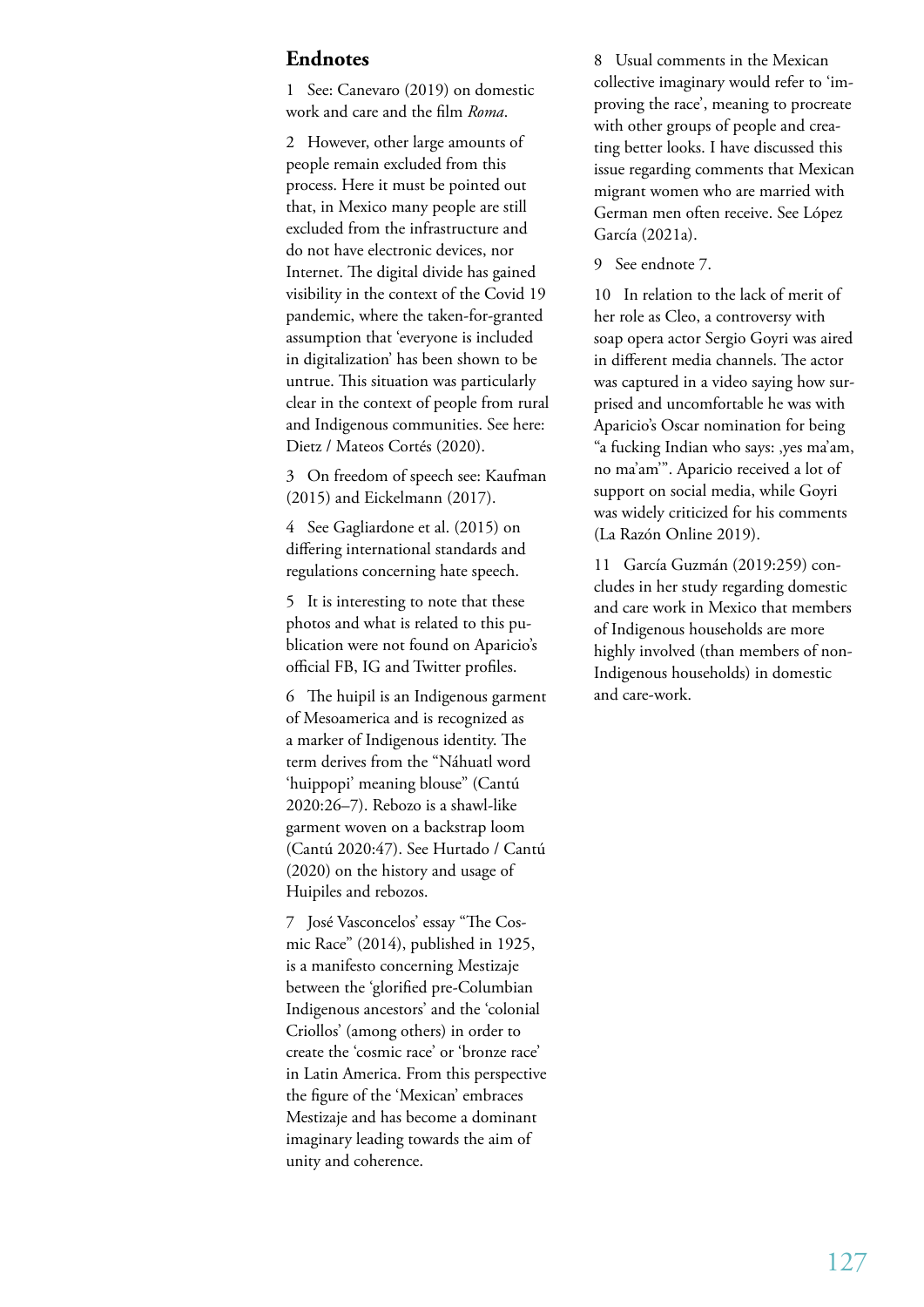## Endnotes

1 See: Canevaro (2019) on domestic work and care and the film *Roma*.

2 However, other large amounts of people remain excluded from this process. Here it must be pointed out that, in Mexico many people are still excluded from the infrastructure and do not have electronic devices, nor Internet. The digital divide has gained visibility in the context of the Covid 19 pandemic, where the taken-for-granted assumption that 'everyone is included in digitalization' has been shown to be untrue. This situation was particularly clear in the context of people from rural and Indigenous communities. See here: Dietz / Mateos Cortés (2020).

3 On freedom of speech see: Kaufman (2015) and Eickelmann (2017).

4 See Gagliardone et al. (2015) on differing international standards and regulations concerning hate speech.

5 It is interesting to note that these photos and what is related to this publication were not found on Aparicio's official FB, IG and Twitter profiles.

6 The huipil is an Indigenous garment of Mesoamerica and is recognized as a marker of Indigenous identity. The term derives from the "Náhuatl word 'huippopi' meaning blouse" (Cantú 2020:26–7). Rebozo is a shawl-like garment woven on a backstrap loom (Cantú 2020:47). See Hurtado / Cantú (2020) on the history and usage of Huipiles and rebozos.

7 José Vasconcelos' essay "The Cosmic Race" (2014), published in 1925, is a manifesto concerning Mestizaje between the 'glorified pre-Columbian Indigenous ancestors' and the 'colonial Criollos' (among others) in order to create the 'cosmic race' or 'bronze race' in Latin America. From this perspective the figure of the 'Mexican' embraces Mestizaje and has become a dominant imaginary leading towards the aim of unity and coherence.

8 Usual comments in the Mexican collective imaginary would refer to 'improving the race', meaning to procreate with other groups of people and creating better looks. I have discussed this issue regarding comments that Mexican migrant women who are married with German men often receive. See López García (2021a).

9 See endnote 7.

10 In relation to the lack of merit of her role as Cleo, a controversy with soap opera actor Sergio Goyri was aired in different media channels. The actor was captured in a video saying how surprised and uncomfortable he was with Aparicio's Oscar nomination for being "a fucking Indian who says: ‚yes ma'am, no ma'am'". Aparicio received a lot of support on social media, while Goyri was widely criticized for his comments (La Razón Online 2019).

11 García Guzmán (2019:259) concludes in her study regarding domestic and care work in Mexico that members of Indigenous households are more highly involved (than members of non-Indigenous households) in domestic and care-work.